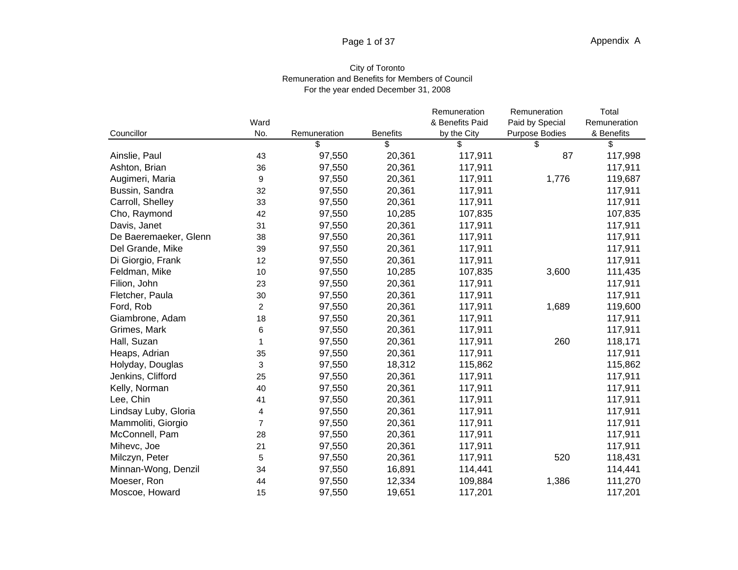Appendix A

City of Toronto
Remuneration and Benefits for Members of Council
For the year ended December 31, 2008

| Councillor | Ward No. | Remuneration | Benefits | Remuneration & Benefits Paid by the City | Remuneration Paid by Special Purpose Bodies | Total Remuneration & Benefits |
|---|---|---|---|---|---|---|
| | | $ | $ | $ | $ | $ |
| Ainslie, Paul | 43 | 97,550 | 20,361 | 117,911 | 87 | 117,998 |
| Ashton, Brian | 36 | 97,550 | 20,361 | 117,911 | | 117,911 |
| Augimeri, Maria | 9 | 97,550 | 20,361 | 117,911 | 1,776 | 119,687 |
| Bussin, Sandra | 32 | 97,550 | 20,361 | 117,911 | | 117,911 |
| Carroll, Shelley | 33 | 97,550 | 20,361 | 117,911 | | 117,911 |
| Cho, Raymond | 42 | 97,550 | 10,285 | 107,835 | | 107,835 |
| Davis, Janet | 31 | 97,550 | 20,361 | 117,911 | | 117,911 |
| De Baeremaeker, Glenn | 38 | 97,550 | 20,361 | 117,911 | | 117,911 |
| Del Grande, Mike | 39 | 97,550 | 20,361 | 117,911 | | 117,911 |
| Di Giorgio, Frank | 12 | 97,550 | 20,361 | 117,911 | | 117,911 |
| Feldman, Mike | 10 | 97,550 | 10,285 | 107,835 | 3,600 | 111,435 |
| Filion, John | 23 | 97,550 | 20,361 | 117,911 | | 117,911 |
| Fletcher, Paula | 30 | 97,550 | 20,361 | 117,911 | | 117,911 |
| Ford, Rob | 2 | 97,550 | 20,361 | 117,911 | 1,689 | 119,600 |
| Giambrone, Adam | 18 | 97,550 | 20,361 | 117,911 | | 117,911 |
| Grimes, Mark | 6 | 97,550 | 20,361 | 117,911 | | 117,911 |
| Hall, Suzan | 1 | 97,550 | 20,361 | 117,911 | 260 | 118,171 |
| Heaps, Adrian | 35 | 97,550 | 20,361 | 117,911 | | 117,911 |
| Holyday, Douglas | 3 | 97,550 | 18,312 | 115,862 | | 115,862 |
| Jenkins, Clifford | 25 | 97,550 | 20,361 | 117,911 | | 117,911 |
| Kelly, Norman | 40 | 97,550 | 20,361 | 117,911 | | 117,911 |
| Lee, Chin | 41 | 97,550 | 20,361 | 117,911 | | 117,911 |
| Lindsay Luby, Gloria | 4 | 97,550 | 20,361 | 117,911 | | 117,911 |
| Mammoliti, Giorgio | 7 | 97,550 | 20,361 | 117,911 | | 117,911 |
| McConnell, Pam | 28 | 97,550 | 20,361 | 117,911 | | 117,911 |
| Mihevc, Joe | 21 | 97,550 | 20,361 | 117,911 | | 117,911 |
| Milczyn, Peter | 5 | 97,550 | 20,361 | 117,911 | 520 | 118,431 |
| Minnan-Wong, Denzil | 34 | 97,550 | 16,891 | 114,441 | | 114,441 |
| Moeser, Ron | 44 | 97,550 | 12,334 | 109,884 | 1,386 | 111,270 |
| Moscoe, Howard | 15 | 97,550 | 19,651 | 117,201 | | 117,201 |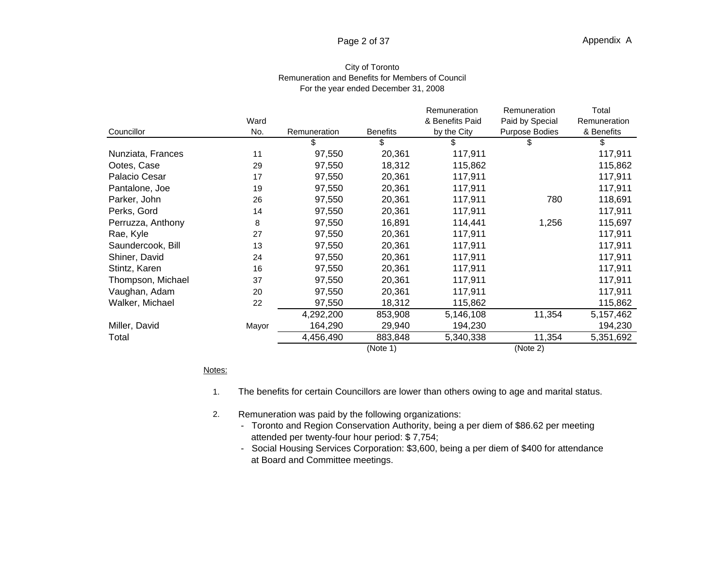City of Toronto
Remuneration and Benefits for Members of Council
For the year ended December 31, 2008

| Councillor | Ward No. | Remuneration | Benefits | Remuneration & Benefits Paid by the City | Remuneration Paid by Special Purpose Bodies | Total Remuneration & Benefits |
|---|---|---|---|---|---|---|
| | | $ | $ | $ | $ | $ |
| Nunziata, Frances | 11 | 97,550 | 20,361 | 117,911 | | 117,911 |
| Ootes, Case | 29 | 97,550 | 18,312 | 115,862 | | 115,862 |
| Palacio Cesar | 17 | 97,550 | 20,361 | 117,911 | | 117,911 |
| Pantalone, Joe | 19 | 97,550 | 20,361 | 117,911 | | 117,911 |
| Parker, John | 26 | 97,550 | 20,361 | 117,911 | 780 | 118,691 |
| Perks, Gord | 14 | 97,550 | 20,361 | 117,911 | | 117,911 |
| Perruzza, Anthony | 8 | 97,550 | 16,891 | 114,441 | 1,256 | 115,697 |
| Rae, Kyle | 27 | 97,550 | 20,361 | 117,911 | | 117,911 |
| Saundercook, Bill | 13 | 97,550 | 20,361 | 117,911 | | 117,911 |
| Shiner, David | 24 | 97,550 | 20,361 | 117,911 | | 117,911 |
| Stintz, Karen | 16 | 97,550 | 20,361 | 117,911 | | 117,911 |
| Thompson, Michael | 37 | 97,550 | 20,361 | 117,911 | | 117,911 |
| Vaughan, Adam | 20 | 97,550 | 20,361 | 117,911 | | 117,911 |
| Walker, Michael | 22 | 97,550 | 18,312 | 115,862 | | 115,862 |
| | | 4,292,200 | 853,908 | 5,146,108 | 11,354 | 5,157,462 |
| Miller, David | Mayor | 164,290 | 29,940 | 194,230 | | 194,230 |
| Total | | 4,456,490 | 883,848 | 5,340,338 | 11,354 | 5,351,692 |
| | | | (Note 1) | | (Note 2) | |

Notes:

1. The benefits for certain Councillors are lower than others owing to age and marital status.

2. Remuneration was paid by the following organizations:
   - Toronto and Region Conservation Authority, being a per diem of $86.62 per meeting attended per twenty-four hour period: $ 7,754;
   - Social Housing Services Corporation: $3,600, being a per diem of $400 for attendance at Board and Committee meetings.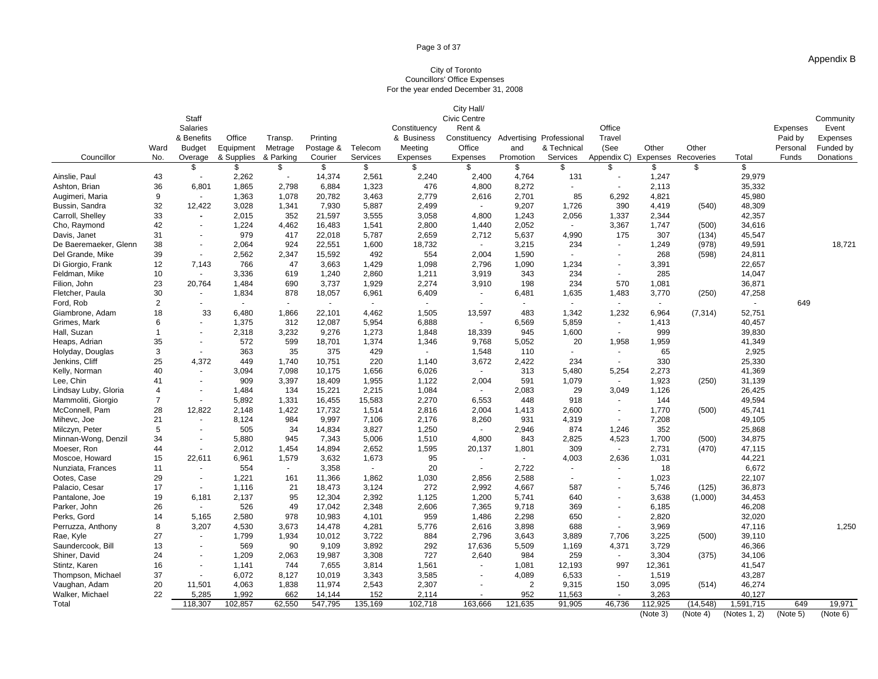Appendix B

City of Toronto
Councillors' Office Expenses
For the year ended December 31, 2008

| Councillor | Ward No. | Staff Salaries & Benefits Budget Overage | Office Equipment & Supplies | Transp. Metrage & Parking | Printing Postage & Courier | Telecom Services | Constituency & Business Meeting Expenses | City Hall/ Civic Centre Rent & Constituency Office Expenses | Advertising and Promotion | Professional & Technical Services | Office Travel (See Appendix C) | Other Expenses | Other Recoveries | Total | Expenses Paid by Personal Funds | Community Event Expenses Funded by Donations |
|---|---|---|---|---|---|---|---|---|---|---|---|---|---|---|---|---|
| | | $ | $ | $ | $ | $ | $ | $ | $ | $ | $ | $ | $ | $ | | |
| Ainslie, Paul | 43 | - | 2,262 | - | 14,374 | 2,561 | 2,240 | 2,400 | 4,764 | 131 | - | 1,247 | | 29,979 | | |
| Ashton, Brian | 36 | 6,801 | 1,865 | 2,798 | 6,884 | 1,323 | 476 | 4,800 | 8,272 | - | - | 2,113 | | 35,332 | | |
| Augimeri, Maria | 9 | - | 1,363 | 1,078 | 20,782 | 3,463 | 2,779 | 2,616 | 2,701 | 85 | 6,292 | 4,821 | | 45,980 | | |
| Bussin, Sandra | 32 | 12,422 | 3,028 | 1,341 | 7,930 | 5,887 | 2,499 | - | 9,207 | 1,726 | 390 | 4,419 | (540) | 48,309 | | |
| Carroll, Shelley | 33 | - | 2,015 | 352 | 21,597 | 3,555 | 3,058 | 4,800 | 1,243 | 2,056 | 1,337 | 2,344 | | 42,357 | | |
| Cho, Raymond | 42 | - | 1,224 | 4,462 | 16,483 | 1,541 | 2,800 | 1,440 | 2,052 | - | 3,367 | 1,747 | (500) | 34,616 | | |
| Davis, Janet | 31 | - | 979 | 417 | 22,018 | 5,787 | 2,659 | 2,712 | 5,637 | 4,990 | 175 | 307 | (134) | 45,547 | | |
| De Baeremaeker, Glenn | 38 | - | 2,064 | 924 | 22,551 | 1,600 | 18,732 | - | 3,215 | 234 | - | 1,249 | (978) | 49,591 | | 18,721 |
| Del Grande, Mike | 39 | - | 2,562 | 2,347 | 15,592 | 492 | 554 | 2,004 | 1,590 | - | - | 268 | (598) | 24,811 | | |
| Di Giorgio, Frank | 12 | 7,143 | 766 | 47 | 3,663 | 1,429 | 1,098 | 2,796 | 1,090 | 1,234 | - | 3,391 | | 22,657 | | |
| Feldman, Mike | 10 | - | 3,336 | 619 | 1,240 | 2,860 | 1,211 | 3,919 | 343 | 234 | - | 285 | | 14,047 | | |
| Filion, John | 23 | 20,764 | 1,484 | 690 | 3,737 | 1,929 | 2,274 | 3,910 | 198 | 234 | 570 | 1,081 | | 36,871 | | |
| Fletcher, Paula | 30 | - | 1,834 | 878 | 18,057 | 6,961 | 6,409 | - | 6,481 | 1,635 | 1,483 | 3,770 | (250) | 47,258 | | |
| Ford, Rob | 2 | - | - | - | - | - | - | - | - | - | - | - | | - | 649 | |
| Giambrone, Adam | 18 | 33 | 6,480 | 1,866 | 22,101 | 4,462 | 1,505 | 13,597 | 483 | 1,342 | 1,232 | 6,964 | (7,314) | 52,751 | | |
| Grimes, Mark | 6 | - | 1,375 | 312 | 12,087 | 5,954 | 6,888 | - | 6,569 | 5,859 | - | 1,413 | | 40,457 | | |
| Hall, Suzan | 1 | - | 2,318 | 3,232 | 9,276 | 1,273 | 1,848 | 18,339 | 945 | 1,600 | - | 999 | | 39,830 | | |
| Heaps, Adrian | 35 | - | 572 | 599 | 18,701 | 1,374 | 1,346 | 9,768 | 5,052 | 20 | 1,958 | 1,959 | | 41,349 | | |
| Holyday, Douglas | 3 | - | 363 | 35 | 375 | 429 | - | 1,548 | 110 | - | - | 65 | | 2,925 | | |
| Jenkins, Cliff | 25 | 4,372 | 449 | 1,740 | 10,751 | 220 | 1,140 | 3,672 | 2,422 | 234 | - | 330 | | 25,330 | | |
| Kelly, Norman | 40 | - | 3,094 | 7,098 | 10,175 | 1,656 | 6,026 | - | 313 | 5,480 | 5,254 | 2,273 | | 41,369 | | |
| Lee, Chin | 41 | - | 909 | 3,397 | 18,409 | 1,955 | 1,122 | 2,004 | 591 | 1,079 | - | 1,923 | (250) | 31,139 | | |
| Lindsay Luby, Gloria | 4 | - | 1,484 | 134 | 15,221 | 2,215 | 1,084 | - | 2,083 | 29 | 3,049 | 1,126 | | 26,425 | | |
| Mammoliti, Giorgio | 7 | - | 5,892 | 1,331 | 16,455 | 15,583 | 2,270 | 6,553 | 448 | 918 | - | 144 | | 49,594 | | |
| McConnell, Pam | 28 | 12,822 | 2,148 | 1,422 | 17,732 | 1,514 | 2,816 | 2,004 | 1,413 | 2,600 | - | 1,770 | (500) | 45,741 | | |
| Mihevc, Joe | 21 | - | 8,124 | 984 | 9,997 | 7,106 | 2,176 | 8,260 | 931 | 4,319 | - | 7,208 | | 49,105 | | |
| Milczyn, Peter | 5 | - | 505 | 34 | 14,834 | 3,827 | 1,250 | - | 2,946 | 874 | 1,246 | 352 | | 25,868 | | |
| Minnan-Wong, Denzil | 34 | - | 5,880 | 945 | 7,343 | 5,006 | 1,510 | 4,800 | 843 | 2,825 | 4,523 | 1,700 | (500) | 34,875 | | |
| Moeser, Ron | 44 | - | 2,012 | 1,454 | 14,894 | 2,652 | 1,595 | 20,137 | 1,801 | 309 | - | 2,731 | (470) | 47,115 | | |
| Moscoe, Howard | 15 | 22,611 | 6,961 | 1,579 | 3,632 | 1,673 | 95 | - | - | 4,003 | 2,636 | 1,031 | | 44,221 | | |
| Nunziata, Frances | 11 | - | 554 | - | 3,358 | - | 20 | - | 2,722 | - | - | 18 | | 6,672 | | |
| Ootes, Case | 29 | - | 1,221 | 161 | 11,366 | 1,862 | 1,030 | 2,856 | 2,588 | - | - | 1,023 | | 22,107 | | |
| Palacio, Cesar | 17 | - | 1,116 | 21 | 18,473 | 3,124 | 272 | 2,992 | 4,667 | 587 | - | 5,746 | (125) | 36,873 | | |
| Pantalone, Joe | 19 | 6,181 | 2,137 | 95 | 12,304 | 2,392 | 1,125 | 1,200 | 5,741 | 640 | - | 3,638 | (1,000) | 34,453 | | |
| Parker, John | 26 | - | 526 | 49 | 17,042 | 2,348 | 2,606 | 7,365 | 9,718 | 369 | - | 6,185 | | 46,208 | | |
| Perks, Gord | 14 | 5,165 | 2,580 | 978 | 10,983 | 4,101 | 959 | 1,486 | 2,298 | 650 | - | 2,820 | | 32,020 | | |
| Perruzza, Anthony | 8 | 3,207 | 4,530 | 3,673 | 14,478 | 4,281 | 5,776 | 2,616 | 3,898 | 688 | - | 3,969 | | 47,116 | | 1,250 |
| Rae, Kyle | 27 | - | 1,799 | 1,934 | 10,012 | 3,722 | 884 | 2,796 | 3,643 | 3,889 | 7,706 | 3,225 | (500) | 39,110 | | |
| Saundercook, Bill | 13 | - | 569 | 90 | 9,109 | 3,892 | 292 | 17,636 | 5,509 | 1,169 | 4,371 | 3,729 | | 46,366 | | |
| Shiner, David | 24 | - | 1,209 | 2,063 | 19,987 | 3,308 | 727 | 2,640 | 984 | 259 | - | 3,304 | (375) | 34,106 | | |
| Stintz, Karen | 16 | - | 1,141 | 744 | 7,655 | 3,814 | 1,561 | - | 1,081 | 12,193 | 997 | 12,361 | | 41,547 | | |
| Thompson, Michael | 37 | - | 6,072 | 8,127 | 10,019 | 3,343 | 3,585 | - | 4,089 | 6,533 | - | 1,519 | | 43,287 | | |
| Vaughan, Adam | 20 | 11,501 | 4,063 | 1,838 | 11,974 | 2,543 | 2,307 | - | 2 | 9,315 | 150 | 3,095 | (514) | 46,274 | | |
| Walker, Michael | 22 | 5,285 | 1,992 | 662 | 14,144 | 152 | 2,114 | - | 952 | 11,563 | - | 3,263 | | 40,127 | | |
| Total | | 118,307 | 102,857 | 62,550 | 547,795 | 135,169 | 102,718 | 163,666 | 121,635 | 91,905 | 46,736 | 112,925 | (14,548) | 1,591,715 | 649 | 19,971 |
| | | | | | | | | | | | | (Note 3) | (Note 4) | (Notes 1, 2) | (Note 5) | (Note 6) |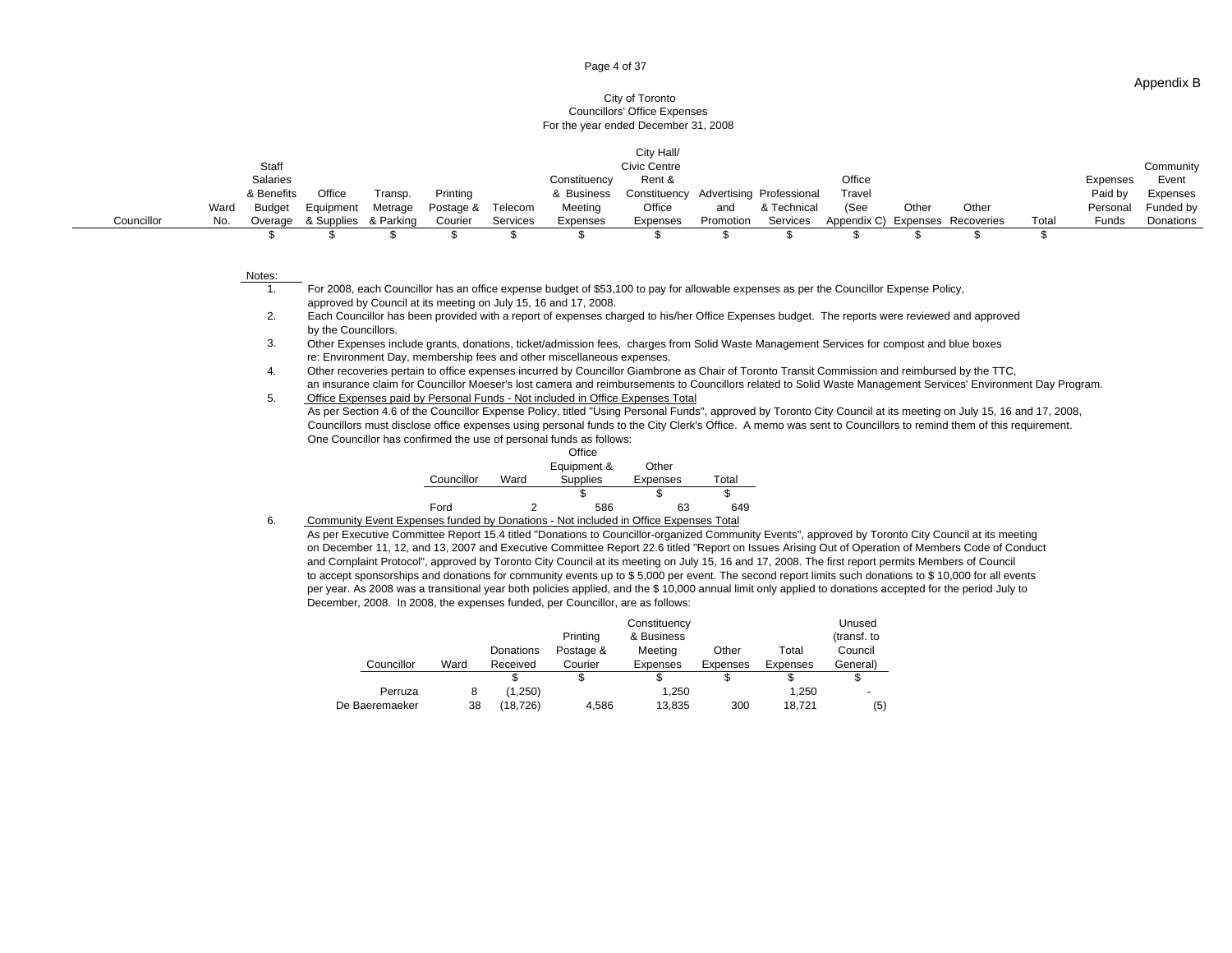Appendix B

City of Toronto
Councillors' Office Expenses
For the year ended December 31, 2008

| Councillor | Ward No. | Staff Salaries & Benefits Budget Overage | Office Equipment & Supplies | Transp. Metrage & Parking | Printing Postage & Courier | Telecom Services | Constituency & Business Meeting Expenses | City Hall/ Civic Centre Rent & Constituency Office Expenses | Advertising and Promotion | Professional & Technical Services | Office Travel (See Appendix C) | Other Expenses | Other Recoveries | Total | Expenses Paid by Personal Funds | Community Event Expenses Funded by Donations |
|---|---|---|---|---|---|---|---|---|---|---|---|---|---|---|---|---|
| | | $ | $ | $ | $ | $ | $ | $ | $ | $ | $ | $ | $ | $ | | |

Notes:

1. For 2008, each Councillor has an office expense budget of $53,100 to pay for allowable expenses as per the Councillor Expense Policy, approved by Council at its meeting on July 15, 16 and 17, 2008.
2. Each Councillor has been provided with a report of expenses charged to his/her Office Expenses budget. The reports were reviewed and approved by the Councillors.
3. Other Expenses include grants, donations, ticket/admission fees, charges from Solid Waste Management Services for compost and blue boxes re: Environment Day, membership fees and other miscellaneous expenses.
4. Other recoveries pertain to office expenses incurred by Councillor Giambrone as Chair of Toronto Transit Commission and reimbursed by the TTC, an insurance claim for Councillor Moeser's lost camera and reimbursements to Councillors related to Solid Waste Management Services' Environment Day Program.
5. Office Expenses paid by Personal Funds - Not included in Office Expenses Total

   As per Section 4.6 of the Councillor Expense Policy, titled "Using Personal Funds", approved by Toronto City Council at its meeting on July 15, 16 and 17, 2008, Councillors must disclose office expenses using personal funds to the City Clerk's Office. A memo was sent to Councillors to remind them of this requirement. One Councillor has confirmed the use of personal funds as follows:

| Councillor | Ward | Office Equipment & Supplies | Other Expenses | Total |
|---|---|---|---|---|
| | | $ | $ | $ |
| Ford | 2 | 586 | 63 | 649 |

6. Community Event Expenses funded by Donations - Not included in Office Expenses Total

   As per Executive Committee Report 15.4 titled "Donations to Councillor-organized Community Events", approved by Toronto City Council at its meeting on December 11, 12, and 13, 2007 and Executive Committee Report 22.6 titled "Report on Issues Arising Out of Operation of Members Code of Conduct and Complaint Protocol", approved by Toronto City Council at its meeting on July 15, 16 and 17, 2008. The first report permits Members of Council to accept sponsorships and donations for community events up to $ 5,000 per event. The second report limits such donations to $ 10,000 for all events per year. As 2008 was a transitional year both policies applied, and the $ 10,000 annual limit only applied to donations accepted for the period July to December, 2008. In 2008, the expenses funded, per Councillor, are as follows:

| Councillor | Ward | Donations Received | Printing Postage & Courier | Constituency & Business Meeting Expenses | Other Expenses | Total Expenses | Unused (transf. to Council General) |
|---|---|---|---|---|---|---|---|
| | | $ | $ | $ | $ | $ | $ |
| Perruza | 8 | (1,250) | | 1,250 | | 1,250 | - |
| De Baeremaeker | 38 | (18,726) | 4,586 | 13,835 | 300 | 18,721 | (5) |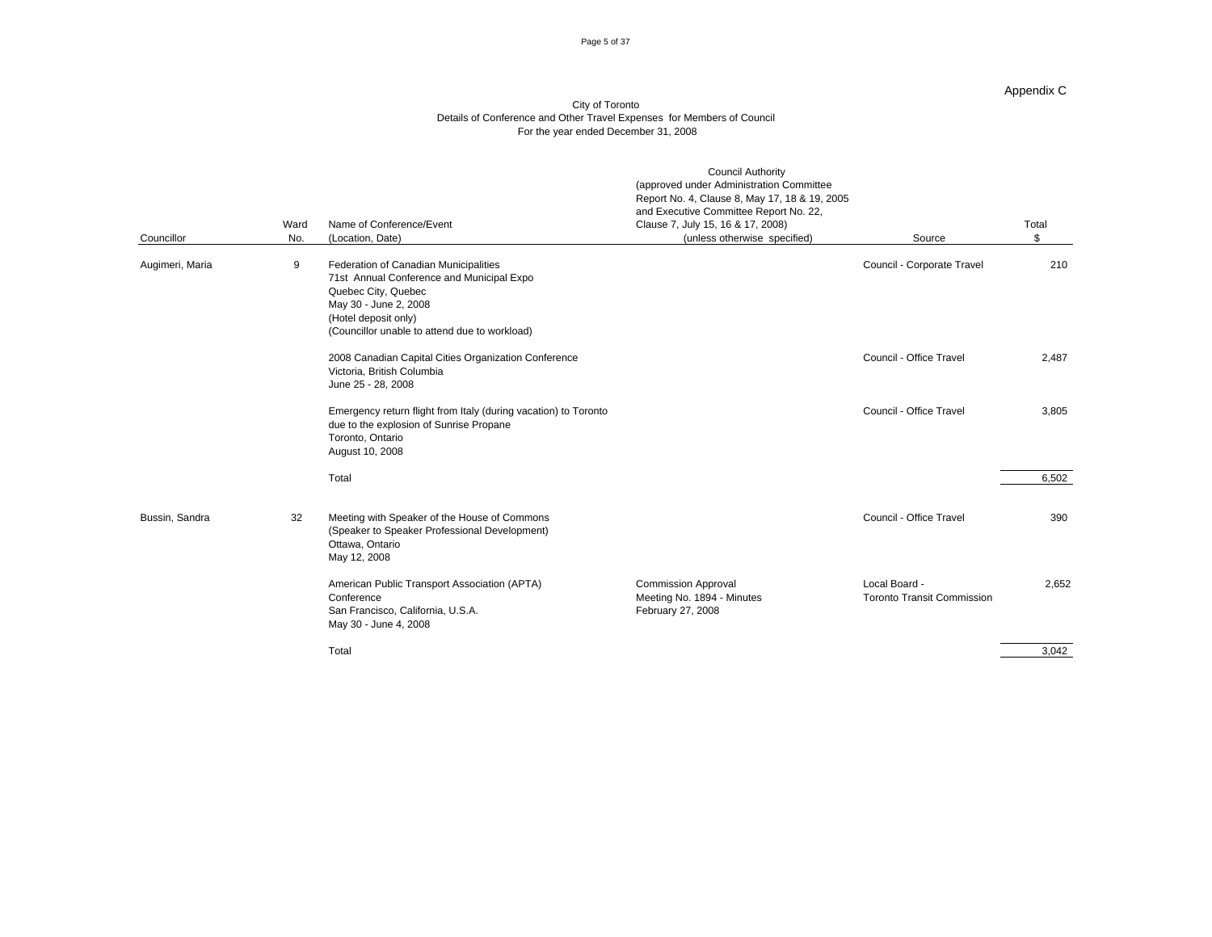Appendix C

City of Toronto
Details of Conference and Other Travel Expenses for Members of Council
For the year ended December 31, 2008

| Councillor | Ward No. | Name of Conference/Event (Location, Date) | Council Authority (approved under Administration Committee Report No. 4, Clause 8, May 17, 18 & 19, 2005 and Executive Committee Report No. 22, Clause 7, July 15, 16 & 17, 2008) (unless otherwise specified) | Source | Total $ |
|---|---|---|---|---|---|
| Augimeri, Maria | 9 | Federation of Canadian Municipalities 71st Annual Conference and Municipal Expo Quebec City, Quebec May 30 - June 2, 2008 (Hotel deposit only) (Councillor unable to attend due to workload) | | Council - Corporate Travel | 210 |
| | | 2008 Canadian Capital Cities Organization Conference Victoria, British Columbia June 25 - 28, 2008 | | Council - Office Travel | 2,487 |
| | | Emergency return flight from Italy (during vacation) to Toronto due to the explosion of Sunrise Propane Toronto, Ontario August 10, 2008 | | Council - Office Travel | 3,805 |
| | | Total | | | 6,502 |
| Bussin, Sandra | 32 | Meeting with Speaker of the House of Commons (Speaker to Speaker Professional Development) Ottawa, Ontario May 12, 2008 | | Council - Office Travel | 390 |
| | | American Public Transport Association (APTA) Conference San Francisco, California, U.S.A. May 30 - June 4, 2008 | Commission Approval Meeting No. 1894 - Minutes February 27, 2008 | Local Board - Toronto Transit Commission | 2,652 |
| | | Total | | | 3,042 |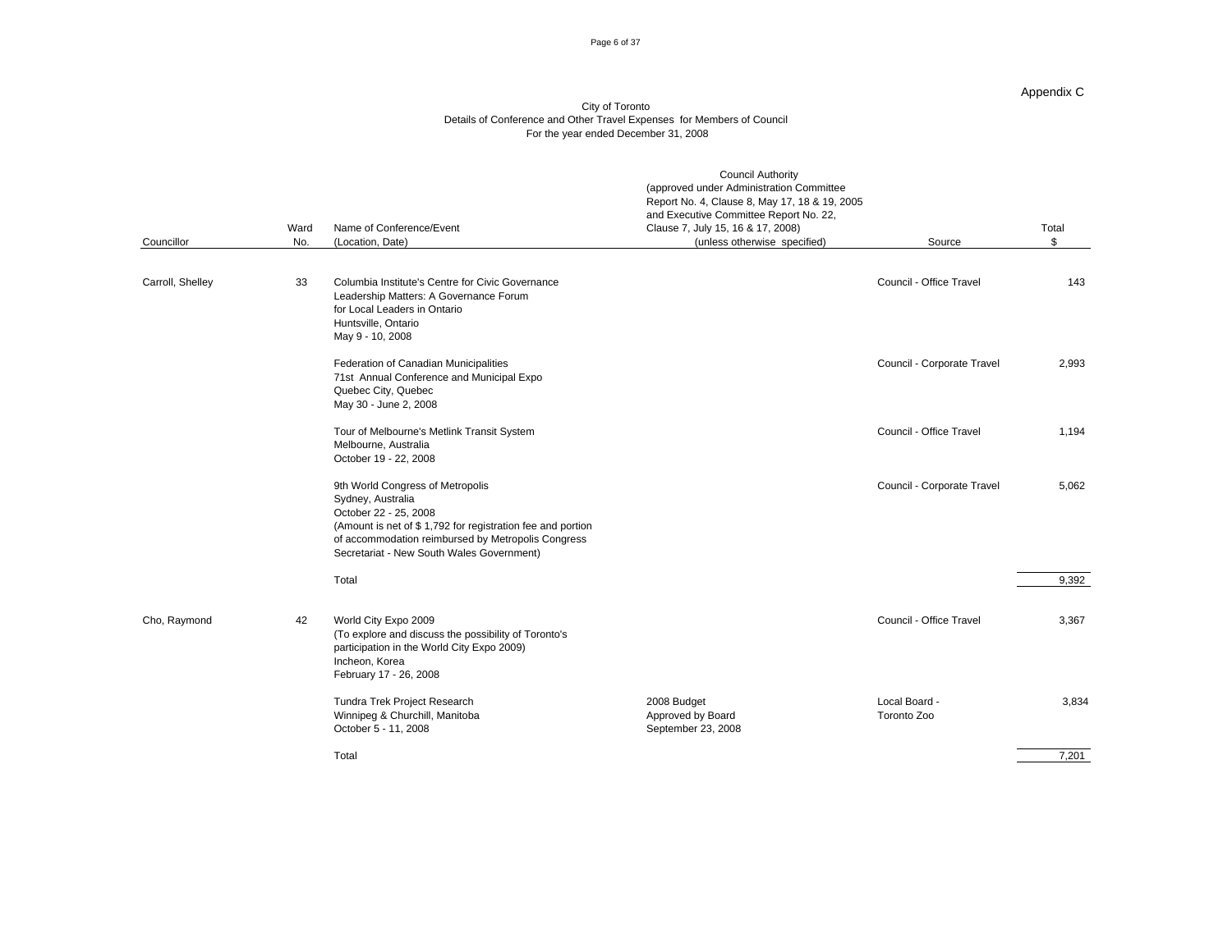Appendix C

City of Toronto
Details of Conference and Other Travel Expenses for Members of Council
For the year ended December 31, 2008

| Councillor | Ward No. | Name of Conference/Event (Location, Date) | Council Authority (approved under Administration Committee Report No. 4, Clause 8, May 17, 18 & 19, 2005 and Executive Committee Report No. 22, Clause 7, July 15, 16 & 17, 2008) (unless otherwise specified) | Source | Total $ |
|---|---|---|---|---|---|
| Carroll, Shelley | 33 | Columbia Institute's Centre for Civic Governance Leadership Matters: A Governance Forum for Local Leaders in Ontario Huntsville, Ontario May 9 - 10, 2008 | | Council - Office Travel | 143 |
| | | Federation of Canadian Municipalities 71st Annual Conference and Municipal Expo Quebec City, Quebec May 30 - June 2, 2008 | | Council - Corporate Travel | 2,993 |
| | | Tour of Melbourne's Metlink Transit System Melbourne, Australia October 19 - 22, 2008 | | Council - Office Travel | 1,194 |
| | | 9th World Congress of Metropolis Sydney, Australia October 22 - 25, 2008 (Amount is net of $ 1,792 for registration fee and portion of accommodation reimbursed by Metropolis Congress Secretariat - New South Wales Government) | | Council - Corporate Travel | 5,062 |
| | | Total | | | 9,392 |
| Cho, Raymond | 42 | World City Expo 2009 (To explore and discuss the possibility of Toronto's participation in the World City Expo 2009) Incheon, Korea February 17 - 26, 2008 | | Council - Office Travel | 3,367 |
| | | Tundra Trek Project Research Winnipeg & Churchill, Manitoba October 5 - 11, 2008 | 2008 Budget Approved by Board September 23, 2008 | Local Board - Toronto Zoo | 3,834 |
| | | Total | | | 7,201 |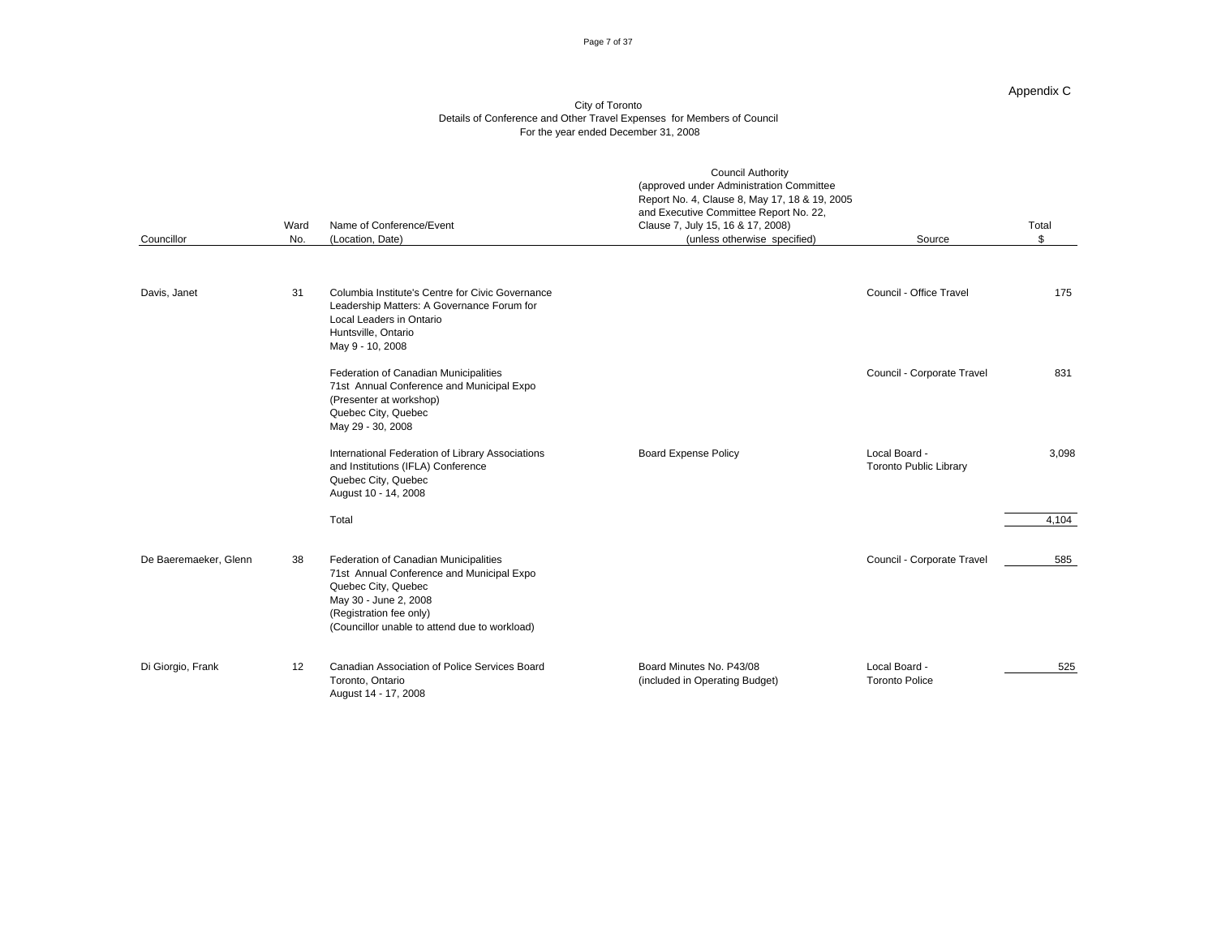Appendix C

City of Toronto
Details of Conference and Other Travel Expenses for Members of Council
For the year ended December 31, 2008

| Councillor | Ward No. | Name of Conference/Event (Location, Date) | Council Authority (approved under Administration Committee Report No. 4, Clause 8, May 17, 18 & 19, 2005 and Executive Committee Report No. 22, Clause 7, July 15, 16 & 17, 2008) (unless otherwise specified) | Source | Total $ |
|---|---|---|---|---|---|
| Davis, Janet | 31 | Columbia Institute's Centre for Civic Governance Leadership Matters: A Governance Forum for Local Leaders in Ontario Huntsville, Ontario May 9 - 10, 2008 | | Council - Office Travel | 175 |
| | | Federation of Canadian Municipalities 71st Annual Conference and Municipal Expo (Presenter at workshop) Quebec City, Quebec May 29 - 30, 2008 | | Council - Corporate Travel | 831 |
| | | International Federation of Library Associations and Institutions (IFLA) Conference Quebec City, Quebec August 10 - 14, 2008 | Board Expense Policy | Local Board - Toronto Public Library | 3,098 |
| | | Total | | | 4,104 |
| De Baeremaeker, Glenn | 38 | Federation of Canadian Municipalities 71st Annual Conference and Municipal Expo Quebec City, Quebec May 30 - June 2, 2008 (Registration fee only) (Councillor unable to attend due to workload) | | Council - Corporate Travel | 585 |
| Di Giorgio, Frank | 12 | Canadian Association of Police Services Board Toronto, Ontario August 14 - 17, 2008 | Board Minutes No. P43/08 (included in Operating Budget) | Local Board - Toronto Police | 525 |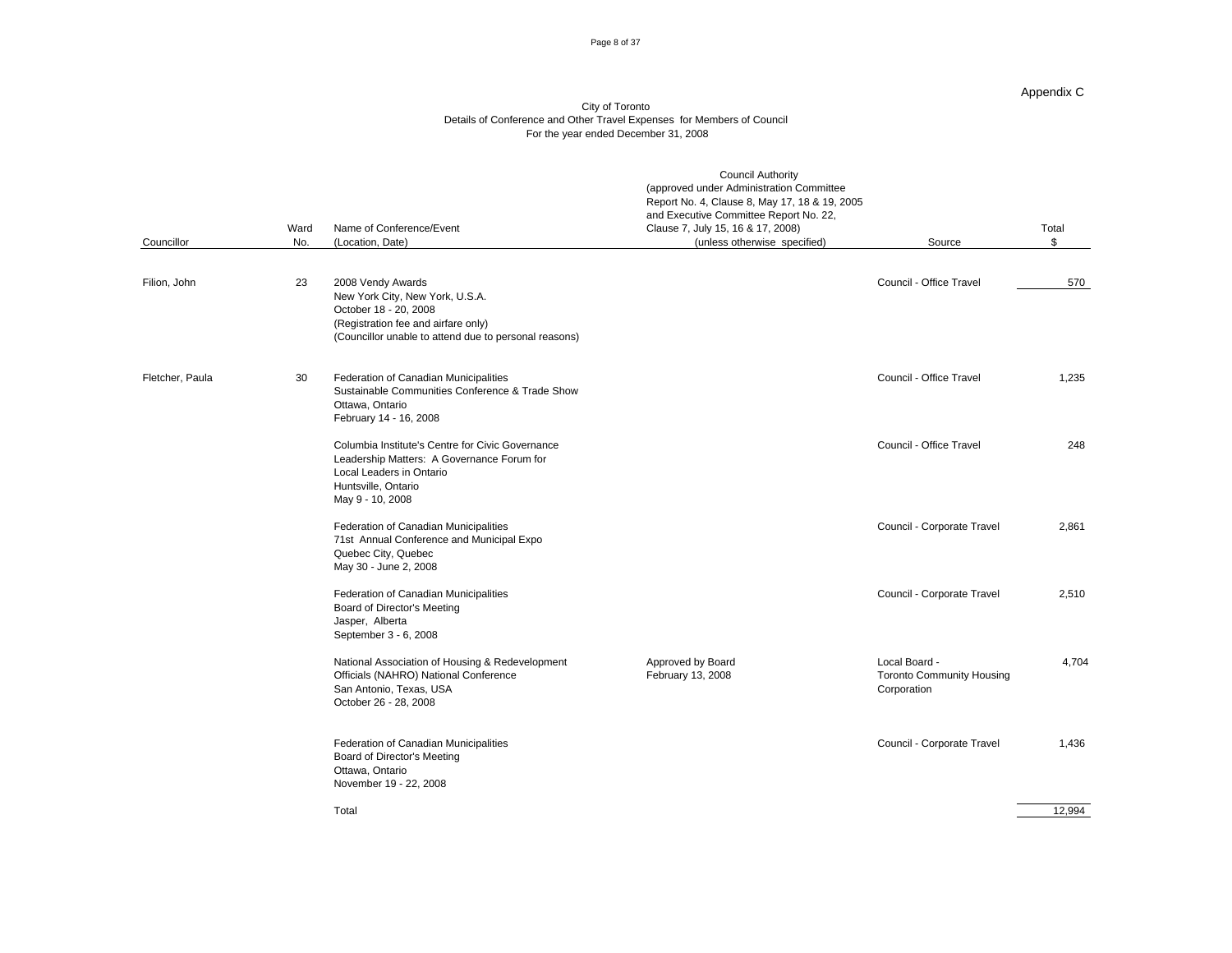Appendix C

City of Toronto
Details of Conference and Other Travel Expenses for Members of Council
For the year ended December 31, 2008

| Councillor | Ward No. | Name of Conference/Event (Location, Date) | Council Authority (approved under Administration Committee Report No. 4, Clause 8, May 17, 18 & 19, 2005 and Executive Committee Report No. 22, Clause 7, July 15, 16 & 17, 2008) (unless otherwise specified) | Source | Total $ |
|---|---|---|---|---|---|
| Filion, John | 23 | 2008 Vendy Awards<br>New York City, New York, U.S.A.<br>October 18 - 20, 2008<br>(Registration fee and airfare only)<br>(Councillor unable to attend due to personal reasons) | | Council - Office Travel | 570 |
| Fletcher, Paula | 30 | Federation of Canadian Municipalities<br>Sustainable Communities Conference & Trade Show<br>Ottawa, Ontario<br>February 14 - 16, 2008 | | Council - Office Travel | 1,235 |
| | | Columbia Institute's Centre for Civic Governance<br>Leadership Matters: A Governance Forum for Local Leaders in Ontario<br>Huntsville, Ontario<br>May 9 - 10, 2008 | | Council - Office Travel | 248 |
| | | Federation of Canadian Municipalities<br>71st Annual Conference and Municipal Expo<br>Quebec City, Quebec<br>May 30 - June 2, 2008 | | Council - Corporate Travel | 2,861 |
| | | Federation of Canadian Municipalities<br>Board of Director's Meeting<br>Jasper, Alberta<br>September 3 - 6, 2008 | | Council - Corporate Travel | 2,510 |
| | | National Association of Housing & Redevelopment Officials (NAHRO) National Conference<br>San Antonio, Texas, USA<br>October 26 - 28, 2008 | Approved by Board<br>February 13, 2008 | Local Board -<br>Toronto Community Housing Corporation | 4,704 |
| | | Federation of Canadian Municipalities<br>Board of Director's Meeting<br>Ottawa, Ontario<br>November 19 - 22, 2008 | | Council - Corporate Travel | 1,436 |
| | | Total | | | 12,994 |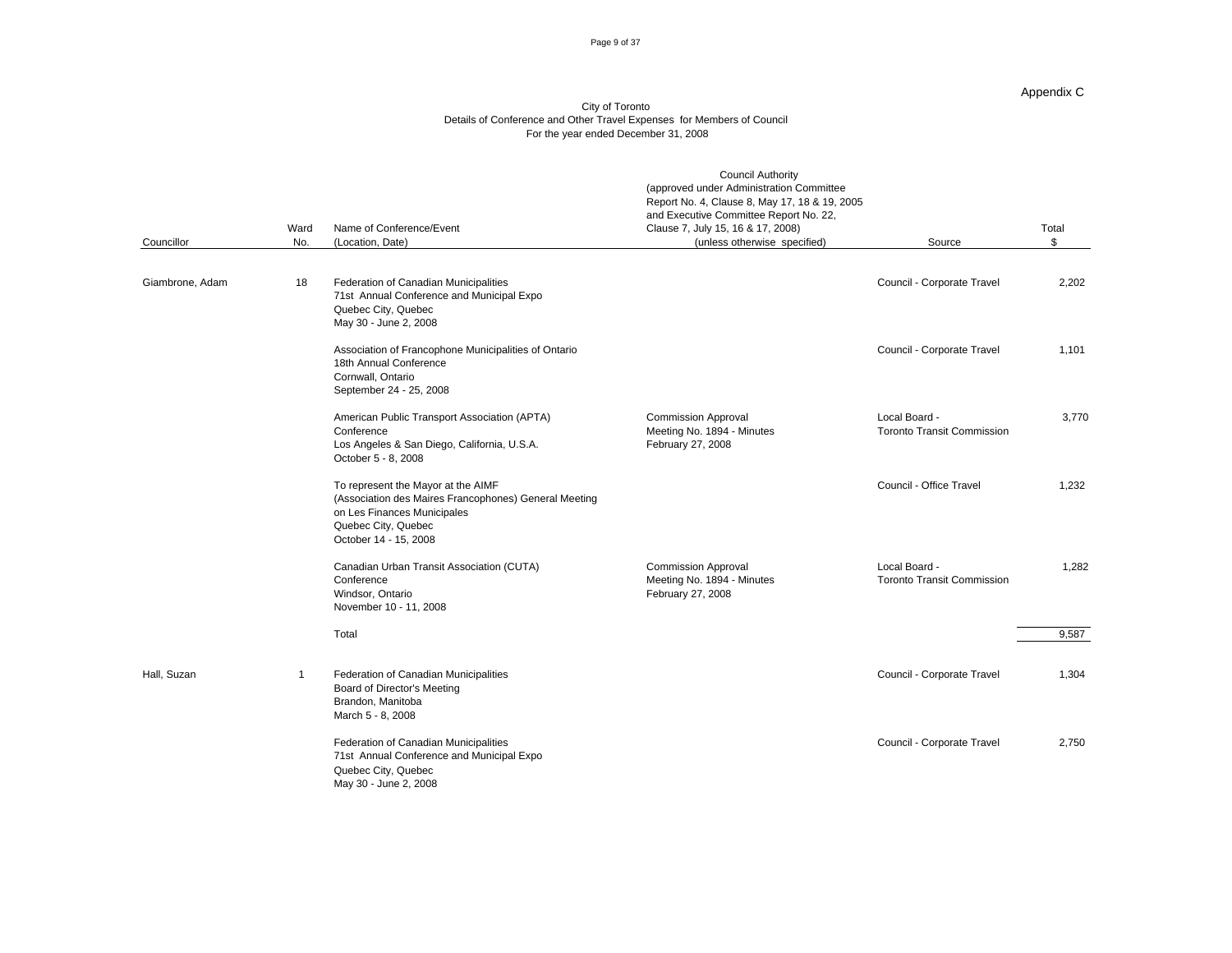Appendix C

City of Toronto
Details of Conference and Other Travel Expenses for Members of Council
For the year ended December 31, 2008

| Councillor | Ward No. | Name of Conference/Event (Location, Date) | Council Authority (approved under Administration Committee Report No. 4, Clause 8, May 17, 18 & 19, 2005 and Executive Committee Report No. 22, Clause 7, July 15, 16 & 17, 2008) (unless otherwise specified) | Source | Total $ |
|---|---|---|---|---|---|
| Giambrone, Adam | 18 | Federation of Canadian Municipalities 71st Annual Conference and Municipal Expo Quebec City, Quebec May 30 - June 2, 2008 | | Council - Corporate Travel | 2,202 |
| | | Association of Francophone Municipalities of Ontario 18th Annual Conference Cornwall, Ontario September 24 - 25, 2008 | | Council - Corporate Travel | 1,101 |
| | | American Public Transport Association (APTA) Conference Los Angeles & San Diego, California, U.S.A. October 5 - 8, 2008 | Commission Approval Meeting No. 1894 - Minutes February 27, 2008 | Local Board - Toronto Transit Commission | 3,770 |
| | | To represent the Mayor at the AIMF (Association des Maires Francophones) General Meeting on Les Finances Municipales Quebec City, Quebec October 14 - 15, 2008 | | Council - Office Travel | 1,232 |
| | | Canadian Urban Transit Association (CUTA) Conference Windsor, Ontario November 10 - 11, 2008 | Commission Approval Meeting No. 1894 - Minutes February 27, 2008 | Local Board - Toronto Transit Commission | 1,282 |
| | | Total | | | 9,587 |
| Hall, Suzan | 1 | Federation of Canadian Municipalities Board of Director's Meeting Brandon, Manitoba March 5 - 8, 2008 | | Council - Corporate Travel | 1,304 |
| | | Federation of Canadian Municipalities 71st Annual Conference and Municipal Expo Quebec City, Quebec May 30 - June 2, 2008 | | Council - Corporate Travel | 2,750 |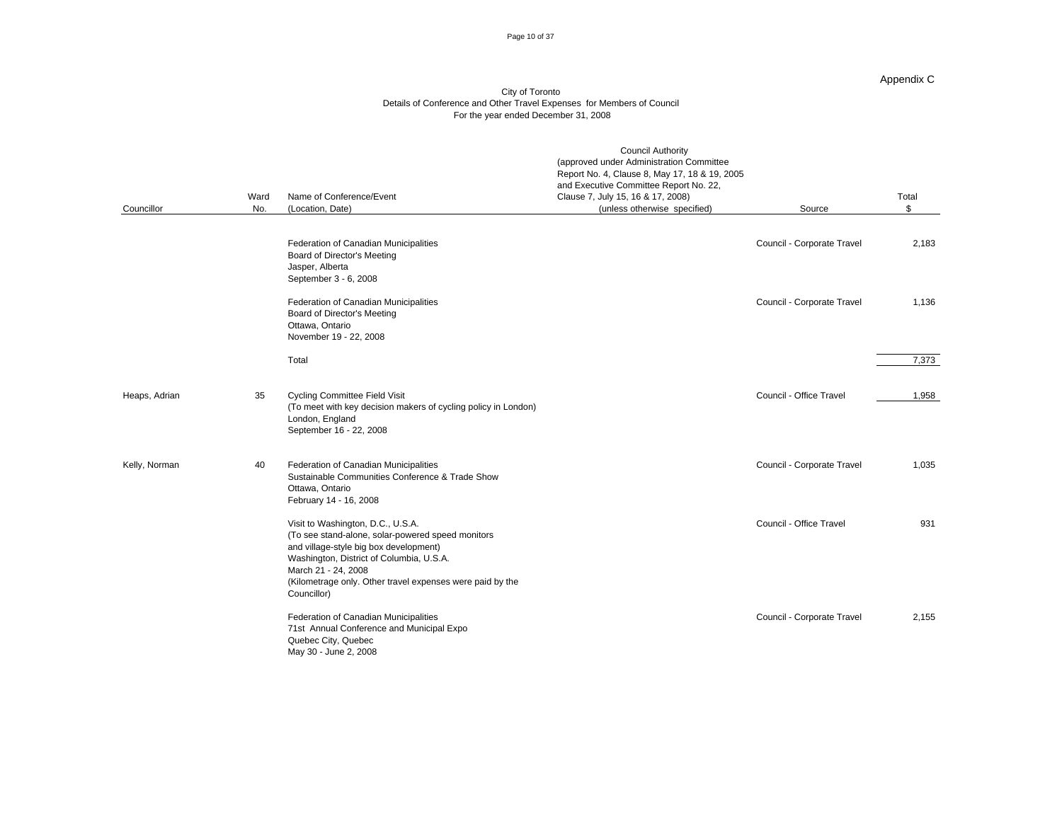Appendix C

City of Toronto
Details of Conference and Other Travel Expenses for Members of Council
For the year ended December 31, 2008

| Councillor | Ward No. | Name of Conference/Event (Location, Date) | Council Authority (approved under Administration Committee Report No. 4, Clause 8, May 17, 18 & 19, 2005 and Executive Committee Report No. 22, Clause 7, July 15, 16 & 17, 2008) (unless otherwise specified) | Source | Total $ |
|---|---|---|---|---|---|
| | | Federation of Canadian Municipalities<br>Board of Director's Meeting<br>Jasper, Alberta<br>September 3 - 6, 2008 | | Council - Corporate Travel | 2,183 |
| | | Federation of Canadian Municipalities<br>Board of Director's Meeting<br>Ottawa, Ontario<br>November 19 - 22, 2008 | | Council - Corporate Travel | 1,136 |
| | | Total | | | 7,373 |
| Heaps, Adrian | 35 | Cycling Committee Field Visit<br>(To meet with key decision makers of cycling policy in London)<br>London, England<br>September 16 - 22, 2008 | | Council - Office Travel | 1,958 |
| Kelly, Norman | 40 | Federation of Canadian Municipalities<br>Sustainable Communities Conference & Trade Show<br>Ottawa, Ontario<br>February 14 - 16, 2008 | | Council - Corporate Travel | 1,035 |
| | | Visit to Washington, D.C., U.S.A.<br>(To see stand-alone, solar-powered speed monitors and village-style big box development)<br>Washington, District of Columbia, U.S.A.<br>March 21 - 24, 2008<br>(Kilometrage only. Other travel expenses were paid by the Councillor) | | Council - Office Travel | 931 |
| | | Federation of Canadian Municipalities<br>71st Annual Conference and Municipal Expo<br>Quebec City, Quebec<br>May 30 - June 2, 2008 | | Council - Corporate Travel | 2,155 |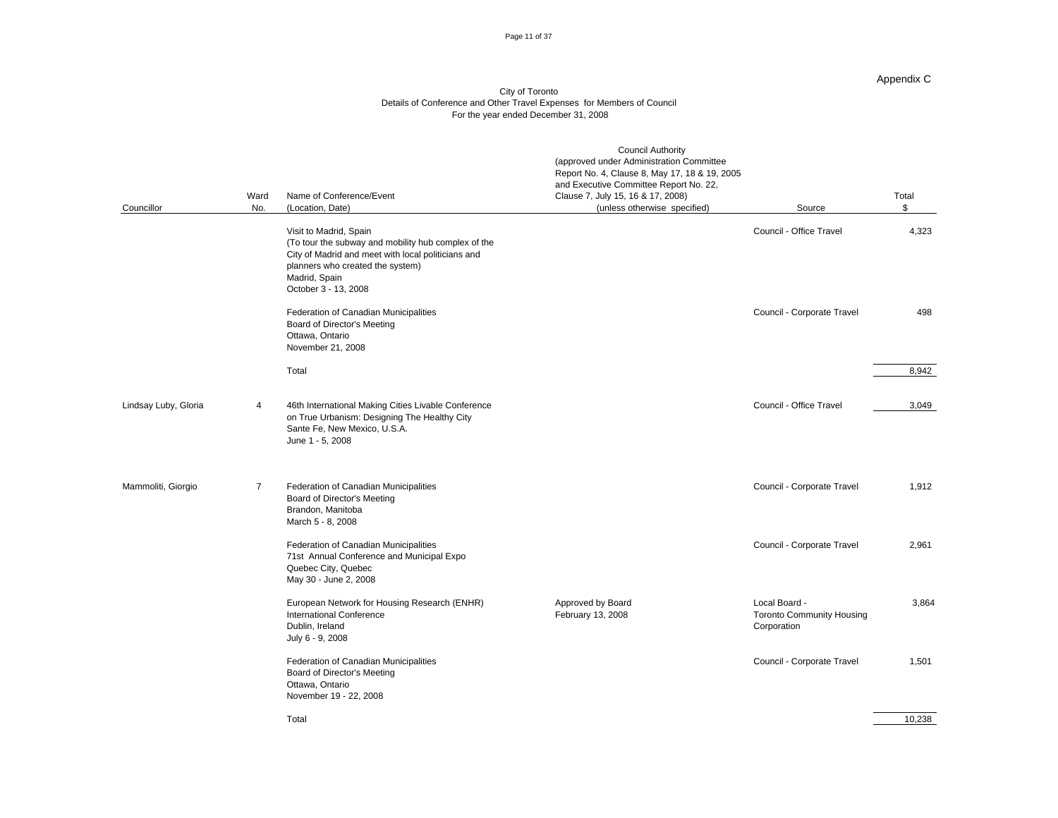Appendix C

City of Toronto
Details of Conference and Other Travel Expenses for Members of Council
For the year ended December 31, 2008

| Councillor | Ward No. | Name of Conference/Event (Location, Date) | Council Authority (approved under Administration Committee Report No. 4, Clause 8, May 17, 18 & 19, 2005 and Executive Committee Report No. 22, Clause 7, July 15, 16 & 17, 2008) (unless otherwise specified) | Source | Total $ |
|---|---|---|---|---|---|
| | | Visit to Madrid, Spain (To tour the subway and mobility hub complex of the City of Madrid and meet with local politicians and planners who created the system) Madrid, Spain October 3 - 13, 2008 | | Council - Office Travel | 4,323 |
| | | Federation of Canadian Municipalities Board of Director's Meeting Ottawa, Ontario November 21, 2008 | | Council - Corporate Travel | 498 |
| | | Total | | | 8,942 |
| Lindsay Luby, Gloria | 4 | 46th International Making Cities Livable Conference on True Urbanism: Designing The Healthy City Sante Fe, New Mexico, U.S.A. June 1 - 5, 2008 | | Council - Office Travel | 3,049 |
| Mammoliti, Giorgio | 7 | Federation of Canadian Municipalities Board of Director's Meeting Brandon, Manitoba March 5 - 8, 2008 | | Council - Corporate Travel | 1,912 |
| | | Federation of Canadian Municipalities 71st Annual Conference and Municipal Expo Quebec City, Quebec May 30 - June 2, 2008 | | Council - Corporate Travel | 2,961 |
| | | European Network for Housing Research (ENHR) International Conference Dublin, Ireland July 6 - 9, 2008 | Approved by Board February 13, 2008 | Local Board - Toronto Community Housing Corporation | 3,864 |
| | | Federation of Canadian Municipalities Board of Director's Meeting Ottawa, Ontario November 19 - 22, 2008 | | Council - Corporate Travel | 1,501 |
| | | Total | | | 10,238 |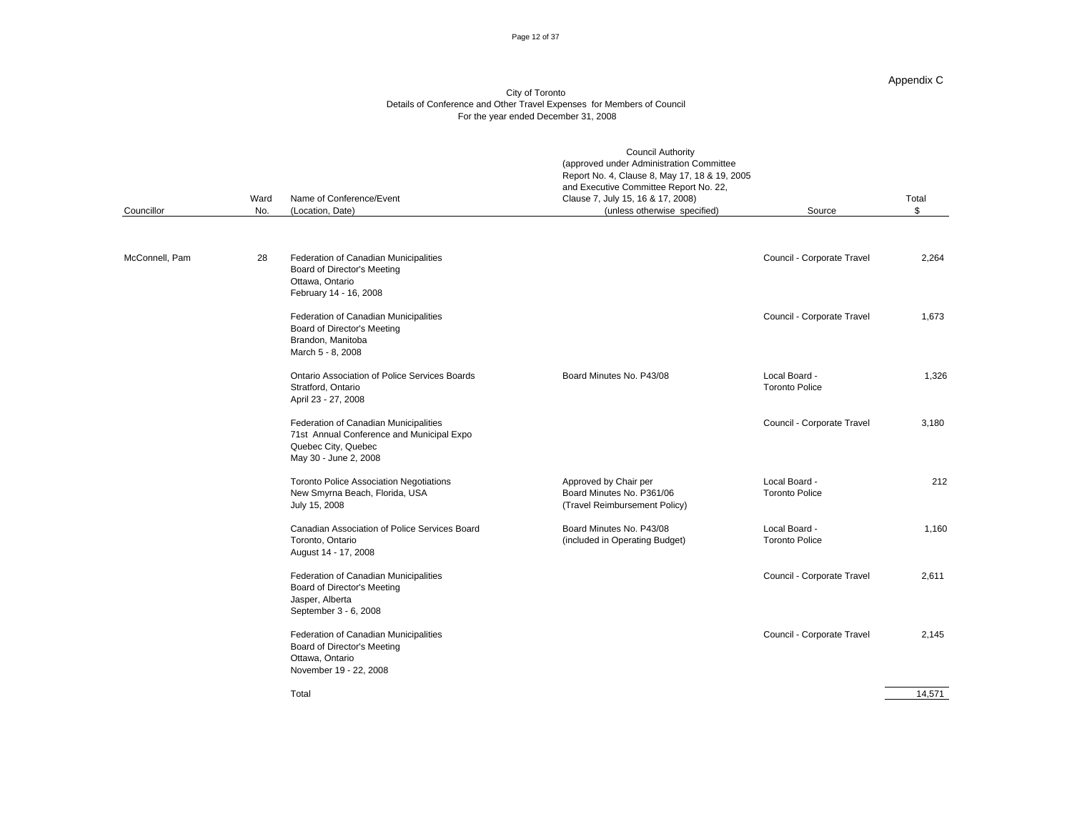Appendix C

City of Toronto
Details of Conference and Other Travel Expenses for Members of Council
For the year ended December 31, 2008

| Councillor | Ward No. | Name of Conference/Event (Location, Date) | Council Authority (approved under Administration Committee Report No. 4, Clause 8, May 17, 18 & 19, 2005 and Executive Committee Report No. 22, Clause 7, July 15, 16 & 17, 2008) (unless otherwise specified) | Source | Total $ |
|---|---|---|---|---|---|
| McConnell, Pam | 28 | Federation of Canadian Municipalities Board of Director's Meeting Ottawa, Ontario February 14 - 16, 2008 | | Council - Corporate Travel | 2,264 |
| | | Federation of Canadian Municipalities Board of Director's Meeting Brandon, Manitoba March 5 - 8, 2008 | | Council - Corporate Travel | 1,673 |
| | | Ontario Association of Police Services Boards Stratford, Ontario April 23 - 27, 2008 | Board Minutes No. P43/08 | Local Board - Toronto Police | 1,326 |
| | | Federation of Canadian Municipalities 71st Annual Conference and Municipal Expo Quebec City, Quebec May 30 - June 2, 2008 | | Council - Corporate Travel | 3,180 |
| | | Toronto Police Association Negotiations New Smyrna Beach, Florida, USA July 15, 2008 | Approved by Chair per Board Minutes No. P361/06 (Travel Reimbursement Policy) | Local Board - Toronto Police | 212 |
| | | Canadian Association of Police Services Board Toronto, Ontario August 14 - 17, 2008 | Board Minutes No. P43/08 (included in Operating Budget) | Local Board - Toronto Police | 1,160 |
| | | Federation of Canadian Municipalities Board of Director's Meeting Jasper, Alberta September 3 - 6, 2008 | | Council - Corporate Travel | 2,611 |
| | | Federation of Canadian Municipalities Board of Director's Meeting Ottawa, Ontario November 19 - 22, 2008 | | Council - Corporate Travel | 2,145 |
| | | Total | | | 14,571 |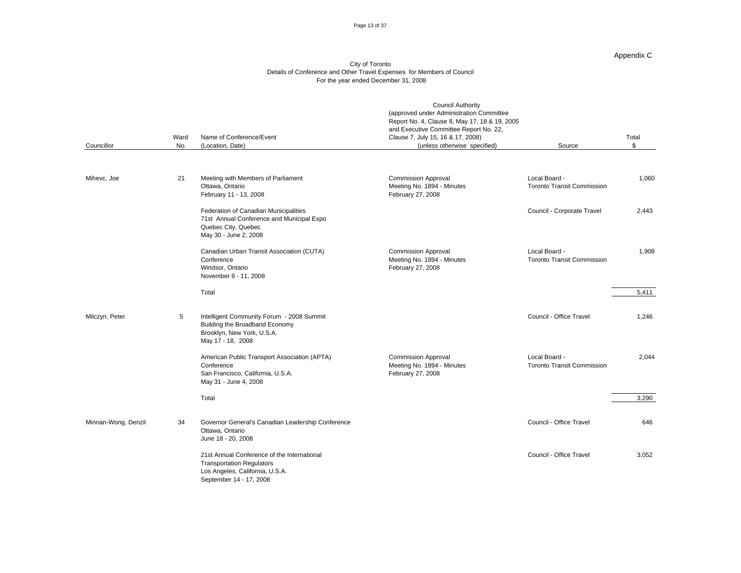Appendix C

City of Toronto
Details of Conference and Other Travel Expenses for Members of Council
For the year ended December 31, 2008

| Councillor | Ward No. | Name of Conference/Event (Location, Date) | Council Authority (approved under Administration Committee Report No. 4, Clause 8, May 17, 18 & 19, 2005 and Executive Committee Report No. 22, Clause 7, July 15, 16 & 17, 2008) (unless otherwise specified) | Source | Total $ |
|---|---|---|---|---|---|
| Mihevc, Joe | 21 | Meeting with Members of Parliament<br>Ottawa, Ontario<br>February 11 - 13, 2008 | Commission Approval<br>Meeting No. 1894 - Minutes<br>February 27, 2008 | Local Board -<br>Toronto Transit Commission | 1,060 |
| | | Federation of Canadian Municipalities<br>71st Annual Conference and Municipal Expo<br>Quebec City, Quebec<br>May 30 - June 2, 2008 | | Council - Corporate Travel | 2,443 |
| | | Canadian Urban Transit Association (CUTA)<br>Conference<br>Windsor, Ontario<br>November 8 - 11, 2008 | Commission Approval<br>Meeting No. 1894 - Minutes<br>February 27, 2008 | Local Board -<br>Toronto Transit Commission | 1,908 |
| | | Total | | | 5,411 |
| Milczyn, Peter | 5 | Intelligent Community Forum - 2008 Summit<br>Building the Broadband Economy<br>Brooklyn, New York, U.S.A.<br>May 17 - 18, 2008 | | Council - Office Travel | 1,246 |
| | | American Public Transport Association (APTA)<br>Conference<br>San Francisco, California, U.S.A.<br>May 31 - June 4, 2008 | Commission Approval<br>Meeting No. 1894 - Minutes<br>February 27, 2008 | Local Board -<br>Toronto Transit Commission | 2,044 |
| | | Total | | | 3,290 |
| Minnan-Wong, Denzil | 34 | Governor General's Canadian Leadership Conference<br>Ottawa, Ontario<br>June 18 - 20, 2008 | | Council - Office Travel | 646 |
| | | 21st Annual Conference of the International Transportation Regulators<br>Los Angeles, California, U.S.A.<br>September 14 - 17, 2008 | | Council - Office Travel | 3,052 |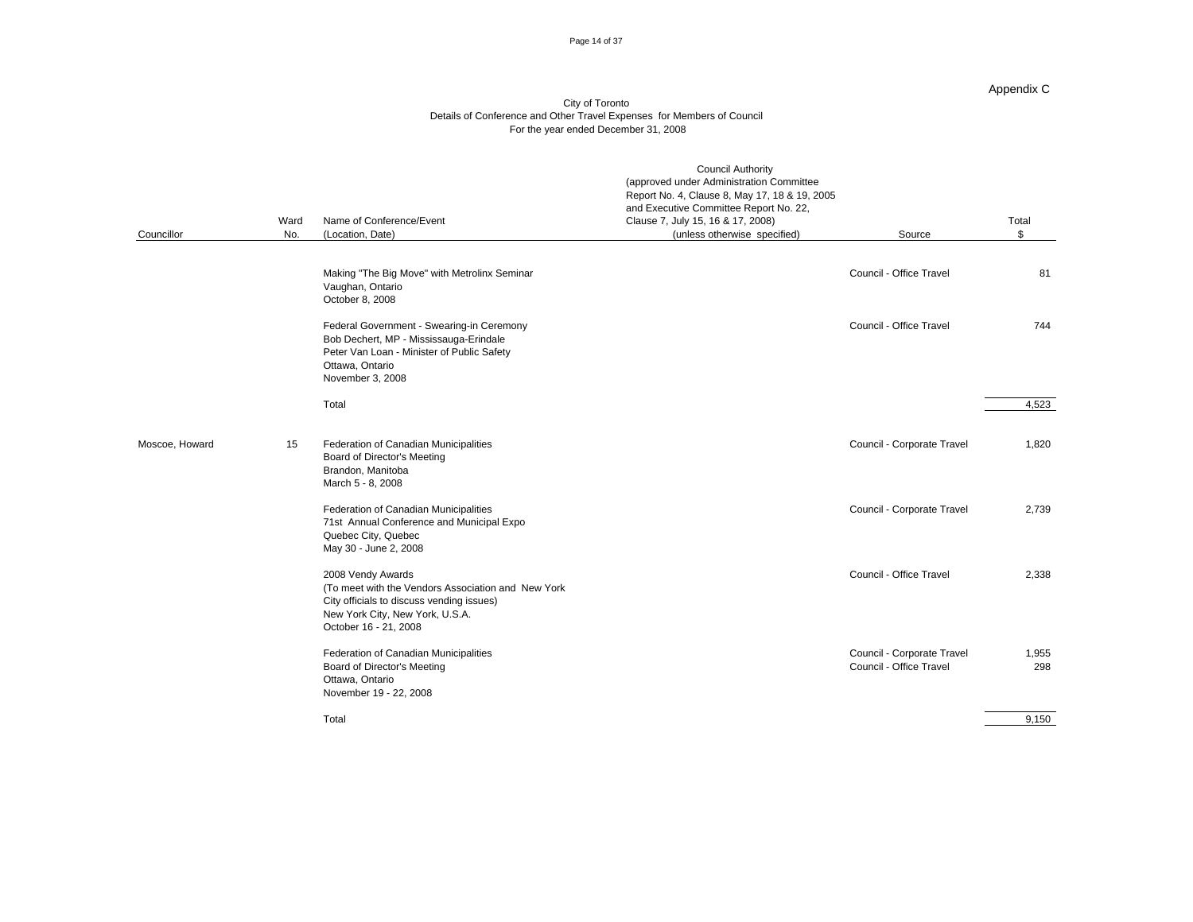Appendix C

City of Toronto
Details of Conference and Other Travel Expenses for Members of Council
For the year ended December 31, 2008

| Councillor | Ward No. | Name of Conference/Event (Location, Date) | Council Authority (approved under Administration Committee Report No. 4, Clause 8, May 17, 18 & 19, 2005 and Executive Committee Report No. 22, Clause 7, July 15, 16 & 17, 2008) (unless otherwise specified) | Source | Total $ |
|---|---|---|---|---|---|
| | | Making "The Big Move" with Metrolinx Seminar<br>Vaughan, Ontario<br>October 8, 2008 | | Council - Office Travel | 81 |
| | | Federal Government - Swearing-in Ceremony<br>Bob Dechert, MP - Mississauga-Erindale<br>Peter Van Loan - Minister of Public Safety<br>Ottawa, Ontario<br>November 3, 2008 | | Council - Office Travel | 744 |
| | | Total | | | 4,523 |
| Moscoe, Howard | 15 | Federation of Canadian Municipalities<br>Board of Director's Meeting<br>Brandon, Manitoba<br>March 5 - 8, 2008 | | Council - Corporate Travel | 1,820 |
| | | Federation of Canadian Municipalities<br>71st Annual Conference and Municipal Expo<br>Quebec City, Quebec<br>May 30 - June 2, 2008 | | Council - Corporate Travel | 2,739 |
| | | 2008 Vendy Awards<br>(To meet with the Vendors Association and New York City officials to discuss vending issues)<br>New York City, New York, U.S.A.<br>October 16 - 21, 2008 | | Council - Office Travel | 2,338 |
| | | Federation of Canadian Municipalities<br>Board of Director's Meeting<br>Ottawa, Ontario<br>November 19 - 22, 2008 | | Council - Corporate Travel<br>Council - Office Travel | 1,955<br>298 |
| | | Total | | | 9,150 |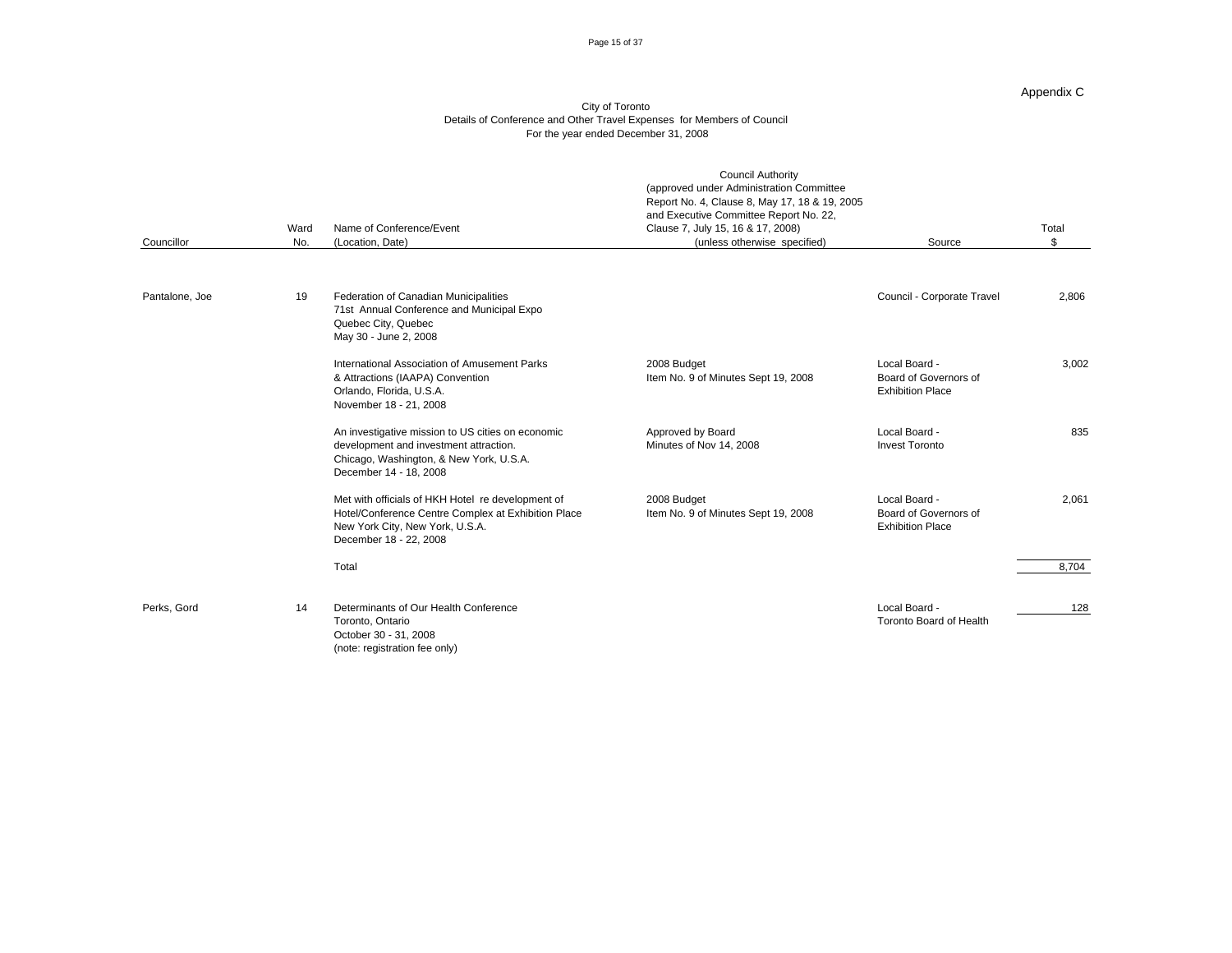Appendix C

City of Toronto
Details of Conference and Other Travel Expenses for Members of Council
For the year ended December 31, 2008

| Councillor | Ward No. | Name of Conference/Event (Location, Date) | Council Authority (approved under Administration Committee Report No. 4, Clause 8, May 17, 18 & 19, 2005 and Executive Committee Report No. 22, Clause 7, July 15, 16 & 17, 2008) (unless otherwise specified) | Source | Total $ |
|---|---|---|---|---|---|
| Pantalone, Joe | 19 | Federation of Canadian Municipalities 71st Annual Conference and Municipal Expo Quebec City, Quebec May 30 - June 2, 2008 | | Council - Corporate Travel | 2,806 |
| | | International Association of Amusement Parks & Attractions (IAAPA) Convention Orlando, Florida, U.S.A. November 18 - 21, 2008 | 2008 Budget Item No. 9 of Minutes Sept 19, 2008 | Local Board - Board of Governors of Exhibition Place | 3,002 |
| | | An investigative mission to US cities on economic development and investment attraction. Chicago, Washington, & New York, U.S.A. December 14 - 18, 2008 | Approved by Board Minutes of Nov 14, 2008 | Local Board - Invest Toronto | 835 |
| | | Met with officials of HKH Hotel re development of Hotel/Conference Centre Complex at Exhibition Place New York City, New York, U.S.A. December 18 - 22, 2008 | 2008 Budget Item No. 9 of Minutes Sept 19, 2008 | Local Board - Board of Governors of Exhibition Place | 2,061 |
| | | Total | | | 8,704 |
| Perks, Gord | 14 | Determinants of Our Health Conference Toronto, Ontario October 30 - 31, 2008 (note: registration fee only) | | Local Board - Toronto Board of Health | 128 |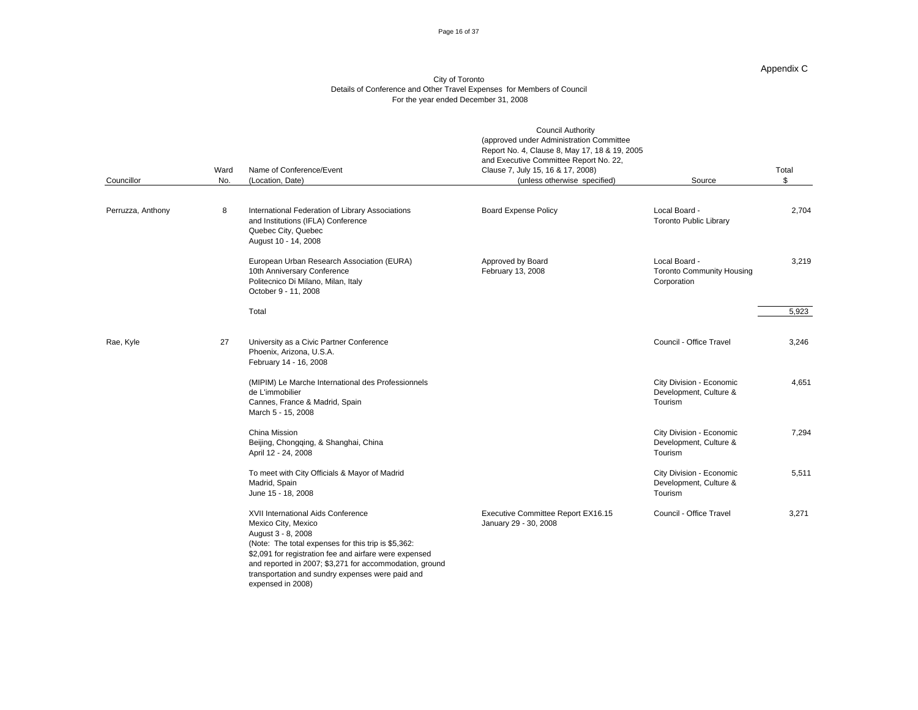Appendix C

City of Toronto
Details of Conference and Other Travel Expenses for Members of Council
For the year ended December 31, 2008

| Councillor | Ward No. | Name of Conference/Event (Location, Date) | Council Authority (approved under Administration Committee Report No. 4, Clause 8, May 17, 18 & 19, 2005 and Executive Committee Report No. 22, Clause 7, July 15, 16 & 17, 2008) (unless otherwise specified) | Source | Total $ |
|---|---|---|---|---|---|
| Perruzza, Anthony | 8 | International Federation of Library Associations and Institutions (IFLA) Conference<br>Quebec City, Quebec<br>August 10 - 14, 2008 | Board Expense Policy | Local Board - Toronto Public Library | 2,704 |
| | | European Urban Research Association (EURA) 10th Anniversary Conference<br>Politecnico Di Milano, Milan, Italy<br>October 9 - 11, 2008 | Approved by Board February 13, 2008 | Local Board - Toronto Community Housing Corporation | 3,219 |
| | | Total | | | 5,923 |
| Rae, Kyle | 27 | University as a Civic Partner Conference<br>Phoenix, Arizona, U.S.A.<br>February 14 - 16, 2008 | | Council - Office Travel | 3,246 |
| | | (MIPIM) Le Marche International des Professionnels de L'immobilier<br>Cannes, France & Madrid, Spain<br>March 5 - 15, 2008 | | City Division - Economic Development, Culture & Tourism | 4,651 |
| | | China Mission<br>Beijing, Chongqing, & Shanghai, China<br>April 12 - 24, 2008 | | City Division - Economic Development, Culture & Tourism | 7,294 |
| | | To meet with City Officials & Mayor of Madrid<br>Madrid, Spain<br>June 15 - 18, 2008 | | City Division - Economic Development, Culture & Tourism | 5,511 |
| | | XVII International Aids Conference<br>Mexico City, Mexico<br>August 3 - 8, 2008<br>(Note: The total expenses for this trip is $5,362: $2,091 for registration fee and airfare were expensed and reported in 2007; $3,271 for accommodation, ground transportation and sundry expenses were paid and expensed in 2008) | Executive Committee Report EX16.15 January 29 - 30, 2008 | Council - Office Travel | 3,271 |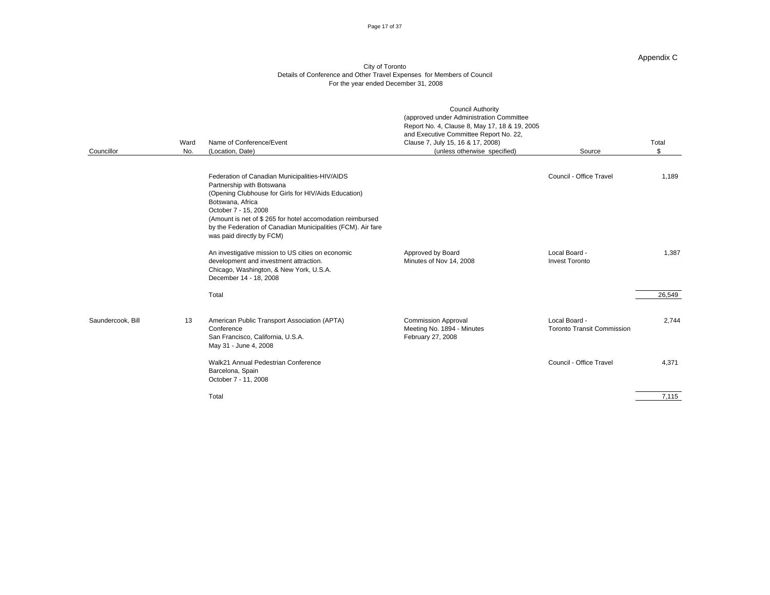Appendix C

City of Toronto
Details of Conference and Other Travel Expenses for Members of Council
For the year ended December 31, 2008

| Councillor | Ward No. | Name of Conference/Event (Location, Date) | Council Authority (approved under Administration Committee Report No. 4, Clause 8, May 17, 18 & 19, 2005 and Executive Committee Report No. 22, Clause 7, July 15, 16 & 17, 2008) (unless otherwise specified) | Source | Total $ |
|---|---|---|---|---|---|
| | | Federation of Canadian Municipalities-HIV/AIDS Partnership with Botswana (Opening Clubhouse for Girls for HIV/Aids Education) Botswana, Africa October 7 - 15, 2008 (Amount is net of $ 265 for hotel accomodation reimbursed by the Federation of Canadian Municipalities (FCM). Air fare was paid directly by FCM) | | Council - Office Travel | 1,189 |
| | | An investigative mission to US cities on economic development and investment attraction. Chicago, Washington, & New York, U.S.A. December 14 - 18, 2008 | Approved by Board Minutes of Nov 14, 2008 | Local Board - Invest Toronto | 1,387 |
| | | Total | | | 26,549 |
| Saundercook, Bill | 13 | American Public Transport Association (APTA) Conference San Francisco, California, U.S.A. May 31 - June 4, 2008 | Commission Approval Meeting No. 1894 - Minutes February 27, 2008 | Local Board - Toronto Transit Commission | 2,744 |
| | | Walk21 Annual Pedestrian Conference Barcelona, Spain October 7 - 11, 2008 | | Council - Office Travel | 4,371 |
| | | Total | | | 7,115 |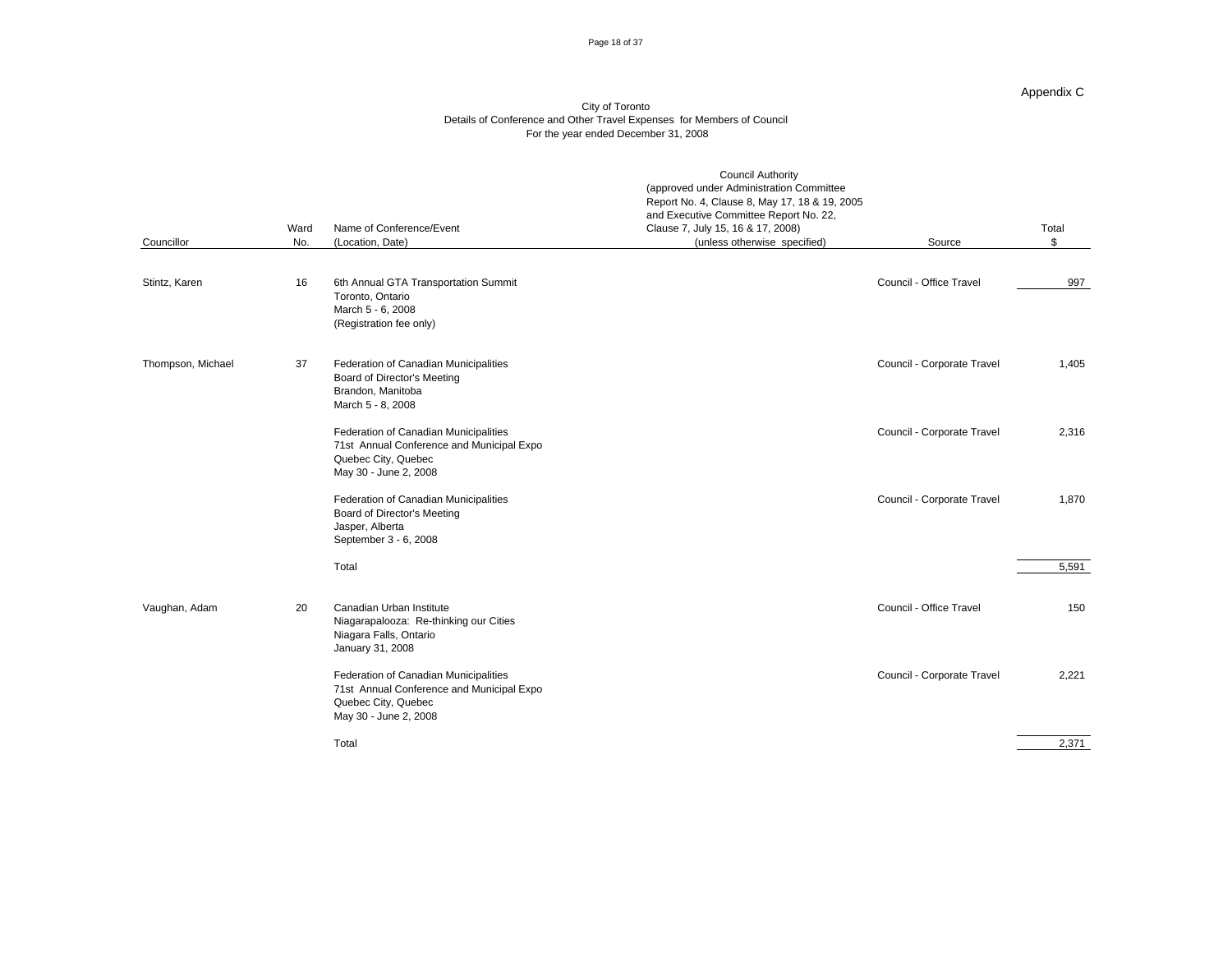Appendix C

City of Toronto
Details of Conference and Other Travel Expenses for Members of Council
For the year ended December 31, 2008

| Councillor | Ward No. | Name of Conference/Event (Location, Date) | Council Authority (approved under Administration Committee Report No. 4, Clause 8, May 17, 18 & 19, 2005 and Executive Committee Report No. 22, Clause 7, July 15, 16 & 17, 2008) (unless otherwise specified) | Source | Total $ |
|---|---|---|---|---|---|
| Stintz, Karen | 16 | 6th Annual GTA Transportation Summit<br>Toronto, Ontario<br>March 5 - 6, 2008<br>(Registration fee only) | | Council - Office Travel | 997 |
| Thompson, Michael | 37 | Federation of Canadian Municipalities<br>Board of Director's Meeting<br>Brandon, Manitoba<br>March 5 - 8, 2008 | | Council - Corporate Travel | 1,405 |
| | | Federation of Canadian Municipalities<br>71st Annual Conference and Municipal Expo<br>Quebec City, Quebec<br>May 30 - June 2, 2008 | | Council - Corporate Travel | 2,316 |
| | | Federation of Canadian Municipalities<br>Board of Director's Meeting<br>Jasper, Alberta<br>September 3 - 6, 2008 | | Council - Corporate Travel | 1,870 |
| | | Total | | | 5,591 |
| Vaughan, Adam | 20 | Canadian Urban Institute<br>Niagarapalooza: Re-thinking our Cities<br>Niagara Falls, Ontario<br>January 31, 2008 | | Council - Office Travel | 150 |
| | | Federation of Canadian Municipalities<br>71st Annual Conference and Municipal Expo<br>Quebec City, Quebec<br>May 30 - June 2, 2008 | | Council - Corporate Travel | 2,221 |
| | | Total | | | 2,371 |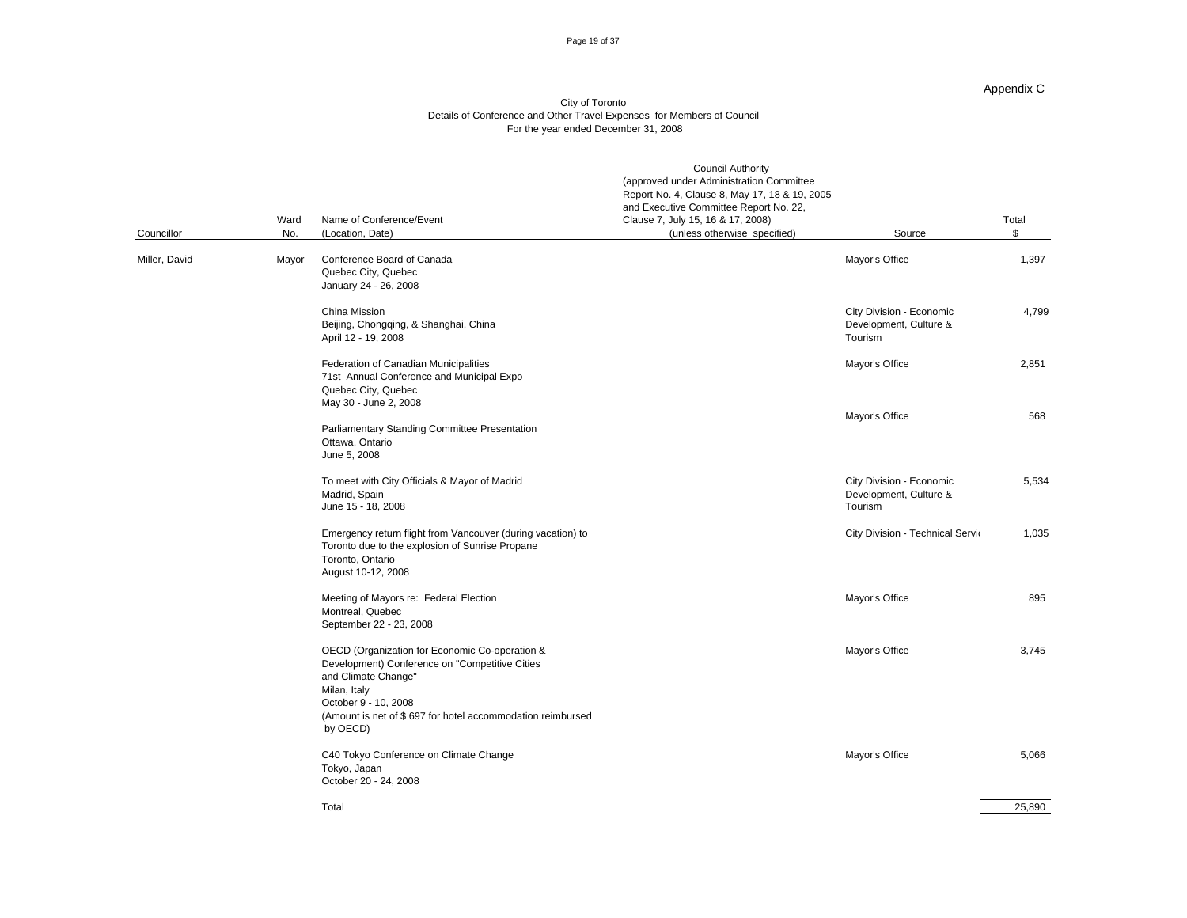Appendix C

City of Toronto
Details of Conference and Other Travel Expenses for Members of Council
For the year ended December 31, 2008

| Councillor | Ward No. | Name of Conference/Event (Location, Date) | Council Authority (approved under Administration Committee Report No. 4, Clause 8, May 17, 18 & 19, 2005 and Executive Committee Report No. 22, Clause 7, July 15, 16 & 17, 2008) (unless otherwise specified) | Source | Total $ |
|---|---|---|---|---|---|
| Miller, David | Mayor | Conference Board of Canada<br>Quebec City, Quebec<br>January 24 - 26, 2008 | | Mayor's Office | 1,397 |
| | | China Mission<br>Beijing, Chongqing, & Shanghai, China<br>April 12 - 19, 2008 | | City Division - Economic Development, Culture & Tourism | 4,799 |
| | | Federation of Canadian Municipalities<br>71st Annual Conference and Municipal Expo<br>Quebec City, Quebec<br>May 30 - June 2, 2008 | | Mayor's Office | 2,851 |
| | | Parliamentary Standing Committee Presentation<br>Ottawa, Ontario<br>June 5, 2008 | | Mayor's Office | 568 |
| | | To meet with City Officials & Mayor of Madrid<br>Madrid, Spain<br>June 15 - 18, 2008 | | City Division - Economic Development, Culture & Tourism | 5,534 |
| | | Emergency return flight from Vancouver (during vacation) to Toronto due to the explosion of Sunrise Propane<br>Toronto, Ontario<br>August 10-12, 2008 | | City Division - Technical Servi | 1,035 |
| | | Meeting of Mayors re: Federal Election<br>Montreal, Quebec<br>September 22 - 23, 2008 | | Mayor's Office | 895 |
| | | OECD (Organization for Economic Co-operation & Development) Conference on "Competitive Cities and Climate Change"<br>Milan, Italy<br>October 9 - 10, 2008<br>(Amount is net of $ 697 for hotel accommodation reimbursed by OECD) | | Mayor's Office | 3,745 |
| | | C40 Tokyo Conference on Climate Change<br>Tokyo, Japan<br>October 20 - 24, 2008 | | Mayor's Office | 5,066 |
| | | Total | | | 25,890 |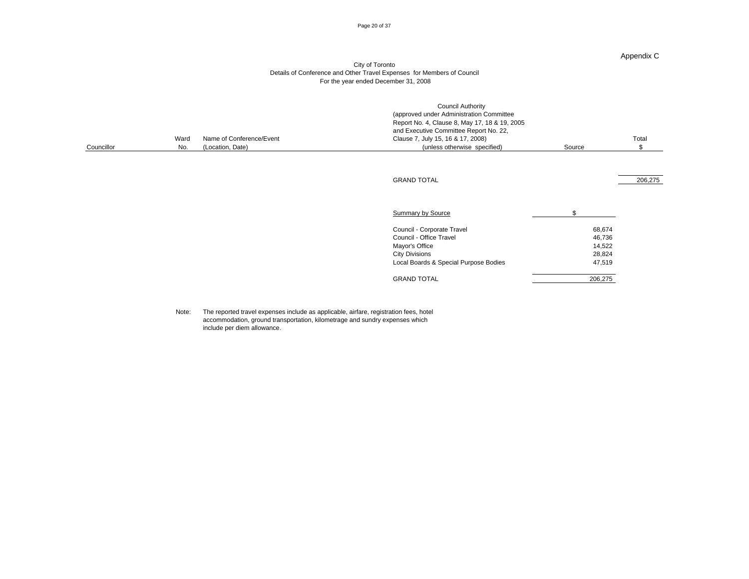Appendix C

City of Toronto
Details of Conference and Other Travel Expenses for Members of Council
For the year ended December 31, 2008

| Councillor | Ward No. | Name of Conference/Event (Location, Date) | Council Authority (approved under Administration Committee Report No. 4, Clause 8, May 17, 18 & 19, 2005 and Executive Committee Report No. 22, Clause 7, July 15, 16 & 17, 2008) (unless otherwise specified) | Source | Total $ |
|---|---|---|---|---|---|
| | | | GRAND TOTAL | | 206,275 |

| Summary by Source | $ |
|---|---|
| Council - Corporate Travel | 68,674 |
| Council - Office Travel | 46,736 |
| Mayor's Office | 14,522 |
| City Divisions | 28,824 |
| Local Boards & Special Purpose Bodies | 47,519 |
| GRAND TOTAL | 206,275 |

Note: The reported travel expenses include as applicable, airfare, registration fees, hotel accommodation, ground transportation, kilometrage and sundry expenses which include per diem allowance.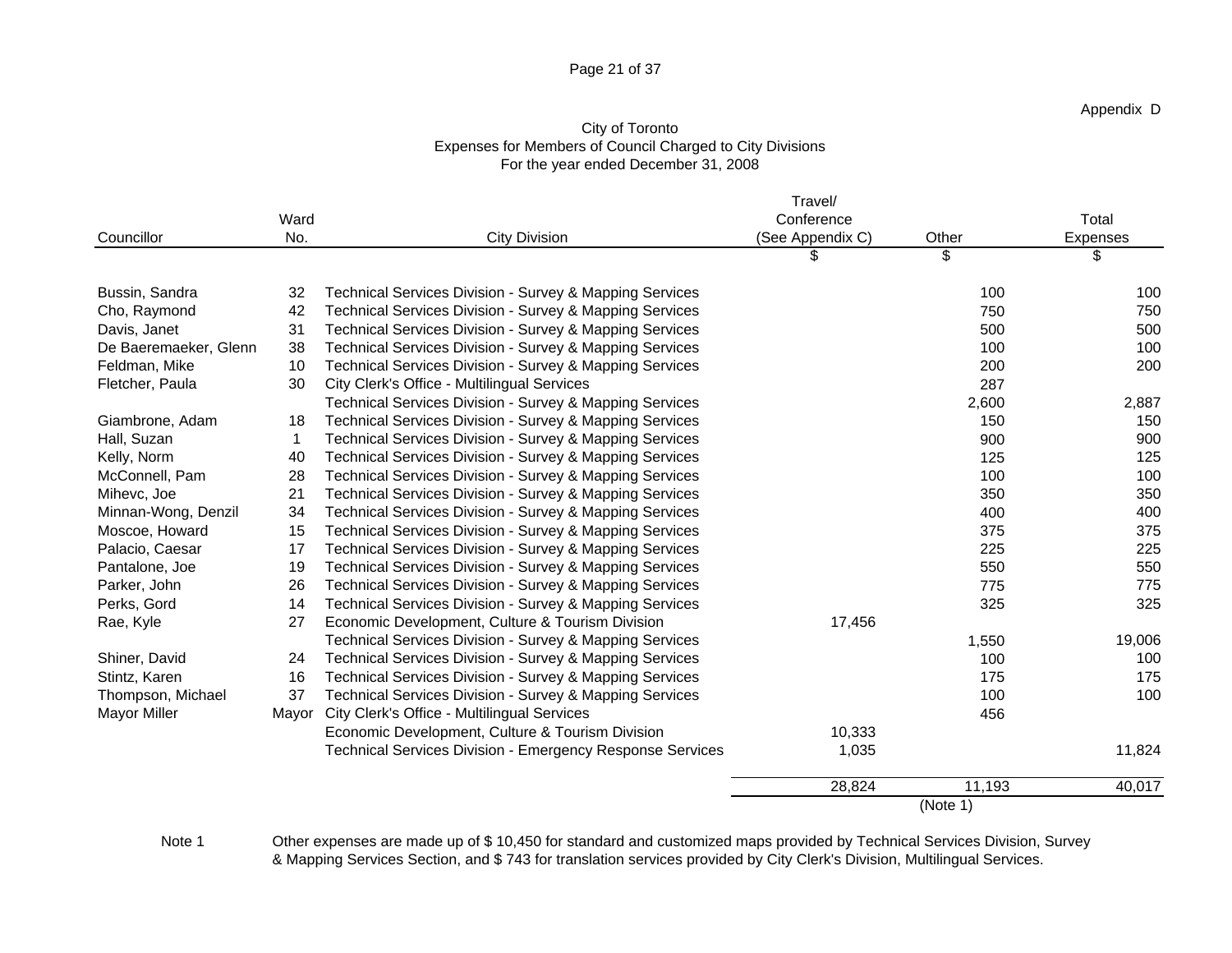Appendix D

# City of Toronto
## Expenses for Members of Council Charged to City Divisions
### For the year ended December 31, 2008

| Councillor | Ward No. | City Division | Travel/ Conference (See Appendix C) | Other | Total Expenses |
|---|---|---|---|---|---|
| | | | $ | $ | $ |
| Bussin, Sandra | 32 | Technical Services Division - Survey & Mapping Services | | 100 | 100 |
| Cho, Raymond | 42 | Technical Services Division - Survey & Mapping Services | | 750 | 750 |
| Davis, Janet | 31 | Technical Services Division - Survey & Mapping Services | | 500 | 500 |
| De Baeremaeker, Glenn | 38 | Technical Services Division - Survey & Mapping Services | | 100 | 100 |
| Feldman, Mike | 10 | Technical Services Division - Survey & Mapping Services | | 200 | 200 |
| Fletcher, Paula | 30 | City Clerk's Office - Multilingual Services | | 287 | |
| | | Technical Services Division - Survey & Mapping Services | | 2,600 | 2,887 |
| Giambrone, Adam | 18 | Technical Services Division - Survey & Mapping Services | | 150 | 150 |
| Hall, Suzan | 1 | Technical Services Division - Survey & Mapping Services | | 900 | 900 |
| Kelly, Norm | 40 | Technical Services Division - Survey & Mapping Services | | 125 | 125 |
| McConnell, Pam | 28 | Technical Services Division - Survey & Mapping Services | | 100 | 100 |
| Mihevc, Joe | 21 | Technical Services Division - Survey & Mapping Services | | 350 | 350 |
| Minnan-Wong, Denzil | 34 | Technical Services Division - Survey & Mapping Services | | 400 | 400 |
| Moscoe, Howard | 15 | Technical Services Division - Survey & Mapping Services | | 375 | 375 |
| Palacio, Caesar | 17 | Technical Services Division - Survey & Mapping Services | | 225 | 225 |
| Pantalone, Joe | 19 | Technical Services Division - Survey & Mapping Services | | 550 | 550 |
| Parker, John | 26 | Technical Services Division - Survey & Mapping Services | | 775 | 775 |
| Perks, Gord | 14 | Technical Services Division - Survey & Mapping Services | | 325 | 325 |
| Rae, Kyle | 27 | Economic Development, Culture & Tourism Division | 17,456 | | |
| | | Technical Services Division - Survey & Mapping Services | | 1,550 | 19,006 |
| Shiner, David | 24 | Technical Services Division - Survey & Mapping Services | | 100 | 100 |
| Stintz, Karen | 16 | Technical Services Division - Survey & Mapping Services | | 175 | 175 |
| Thompson, Michael | 37 | Technical Services Division - Survey & Mapping Services | | 100 | 100 |
| Mayor Miller | Mayor | City Clerk's Office - Multilingual Services | | 456 | |
| | | Economic Development, Culture & Tourism Division | 10,333 | | |
| | | Technical Services Division - Emergency Response Services | 1,035 | | 11,824 |
| | | | 28,824 | 11,193 | 40,017 |
| | | | | (Note 1) | |

Note 1 Other expenses are made up of $ 10,450 for standard and customized maps provided by Technical Services Division, Survey & Mapping Services Section, and $ 743 for translation services provided by City Clerk's Division, Multilingual Services.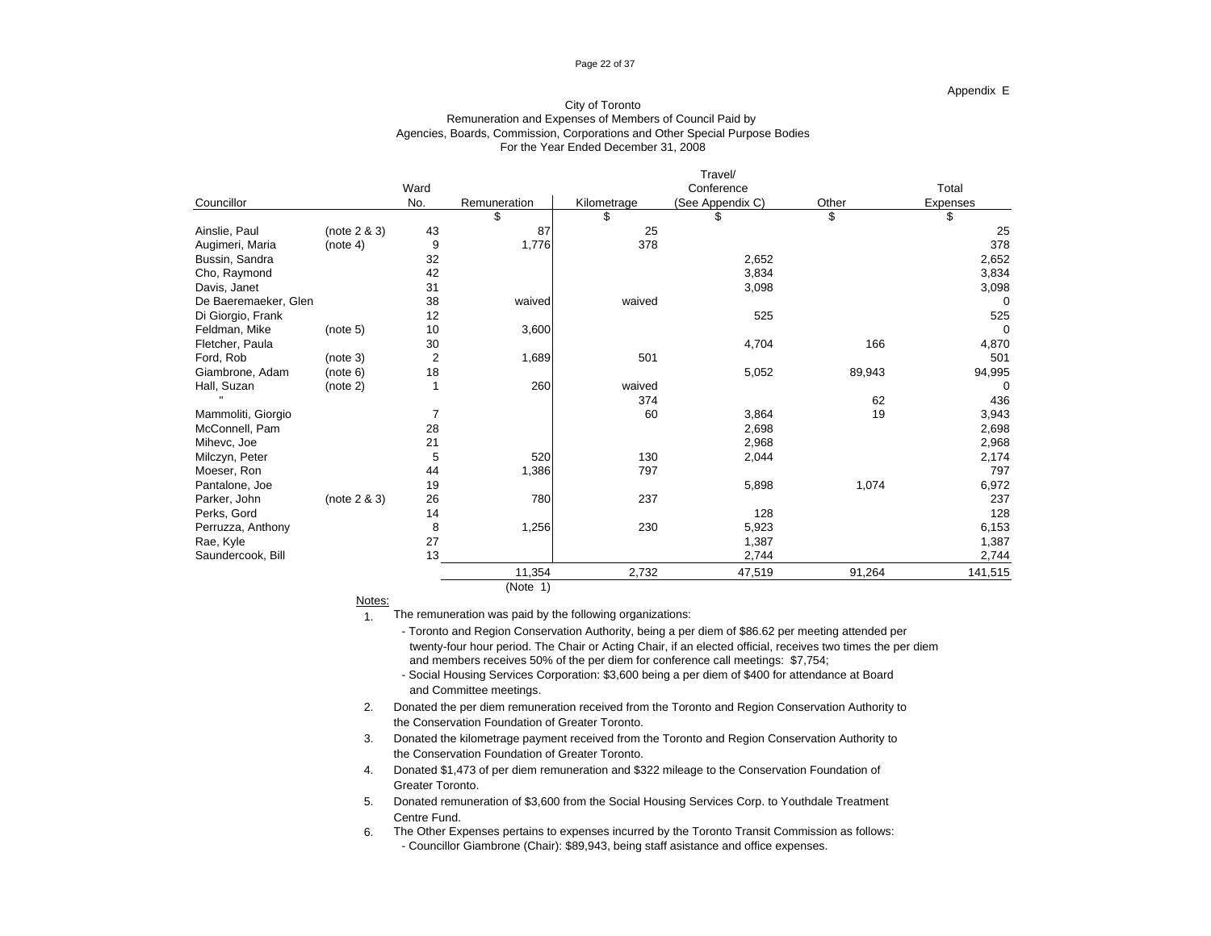Appendix E

# City of Toronto
## Remuneration and Expenses of Members of Council Paid by Agencies, Boards, Commission, Corporations and Other Special Purpose Bodies
### For the Year Ended December 31, 2008

| Councillor | | Ward No. | Remuneration | Kilometrage | Travel/ Conference (See Appendix C) | Other | Total Expenses |
|---|---|---|---|---|---|---|---|
| | | | $ | $ | $ | $ | $ |
| Ainslie, Paul | (note 2 & 3) | 43 | 87 | 25 | | | 25 |
| Augimeri, Maria | (note 4) | 9 | 1,776 | 378 | | | 378 |
| Bussin, Sandra | | 32 | | | 2,652 | | 2,652 |
| Cho, Raymond | | 42 | | | 3,834 | | 3,834 |
| Davis, Janet | | 31 | | | 3,098 | | 3,098 |
| De Baeremaeker, Glen | | 38 | waived | waived | | | 0 |
| Di Giorgio, Frank | | 12 | | | 525 | | 525 |
| Feldman, Mike | (note 5) | 10 | 3,600 | | | | 0 |
| Fletcher, Paula | | 30 | | | 4,704 | 166 | 4,870 |
| Ford, Rob | (note 3) | 2 | 1,689 | 501 | | | 501 |
| Giambrone, Adam | (note 6) | 18 | | | 5,052 | 89,943 | 94,995 |
| Hall, Suzan | (note 2) | 1 | 260 | waived | | | 0 |
| " | | | | 374 | | 62 | 436 |
| Mammoliti, Giorgio | | 7 | | 60 | 3,864 | 19 | 3,943 |
| McConnell, Pam | | 28 | | | 2,698 | | 2,698 |
| Mihevc, Joe | | 21 | | | 2,968 | | 2,968 |
| Milczyn, Peter | | 5 | 520 | 130 | 2,044 | | 2,174 |
| Moeser, Ron | | 44 | 1,386 | 797 | | | 797 |
| Pantalone, Joe | | 19 | | | 5,898 | 1,074 | 6,972 |
| Parker, John | (note 2 & 3) | 26 | 780 | 237 | | | 237 |
| Perks, Gord | | 14 | | | 128 | | 128 |
| Perruzza, Anthony | | 8 | 1,256 | 230 | 5,923 | | 6,153 |
| Rae, Kyle | | 27 | | | 1,387 | | 1,387 |
| Saundercook, Bill | | 13 | | | 2,744 | | 2,744 |
| | | | 11,354 | 2,732 | 47,519 | 91,264 | 141,515 |
| | | | (Note 1) | | | | |

Notes:

1. The remuneration was paid by the following organizations:
   - Toronto and Region Conservation Authority, being a per diem of $86.62 per meeting attended per twenty-four hour period. The Chair or Acting Chair, if an elected official, receives two times the per diem and members receives 50% of the per diem for conference call meetings: $7,754;
   - Social Housing Services Corporation: $3,600 being a per diem of $400 for attendance at Board and Committee meetings.
2. Donated the per diem remuneration received from the Toronto and Region Conservation Authority to the Conservation Foundation of Greater Toronto.
3. Donated the kilometrage payment received from the Toronto and Region Conservation Authority to the Conservation Foundation of Greater Toronto.
4. Donated $1,473 of per diem remuneration and $322 mileage to the Conservation Foundation of Greater Toronto.
5. Donated remuneration of $3,600 from the Social Housing Services Corp. to Youthdale Treatment Centre Fund.
6. The Other Expenses pertains to expenses incurred by the Toronto Transit Commission as follows:
   - Councillor Giambrone (Chair): $89,943, being staff asistance and office expenses.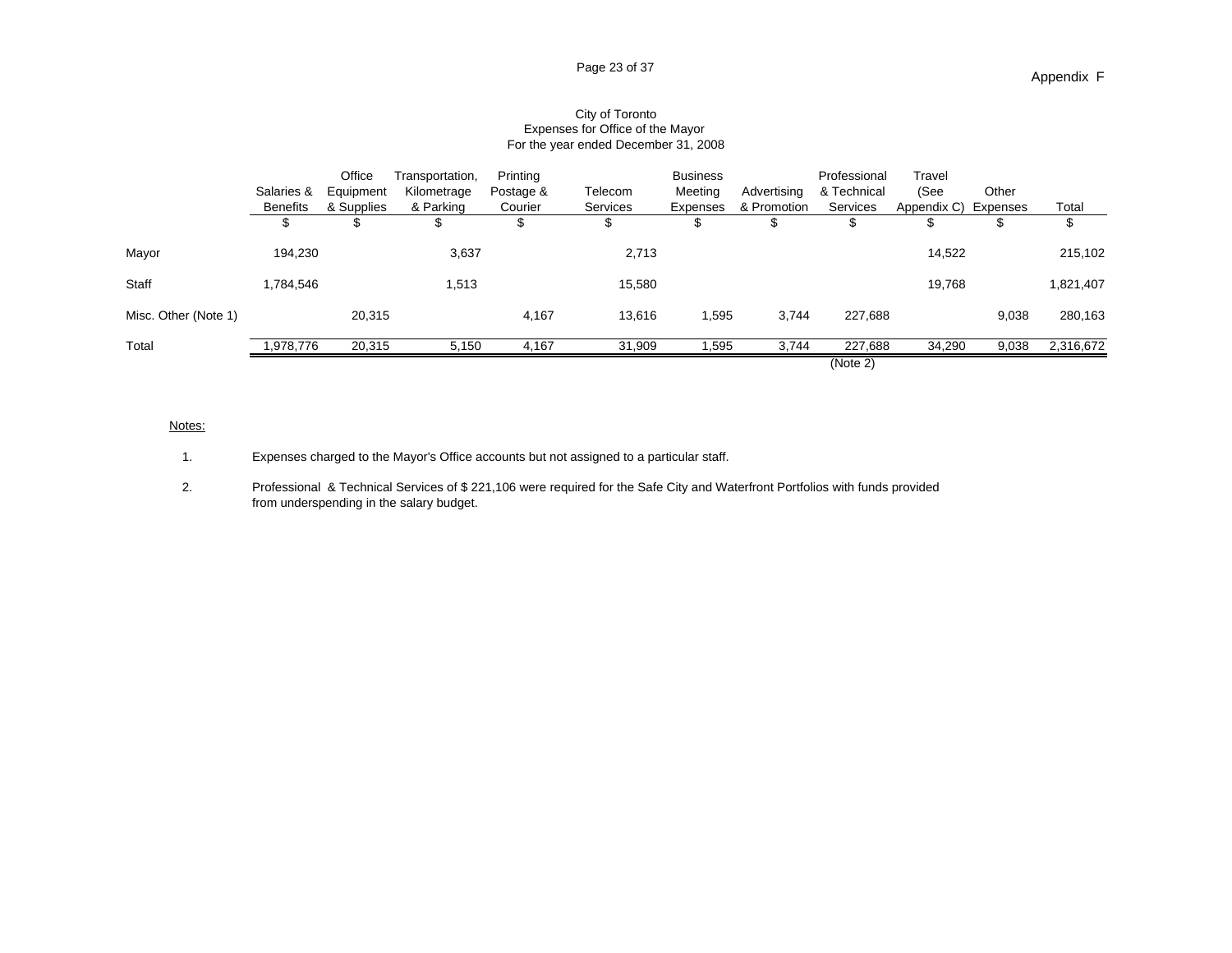Appendix F

City of Toronto
Expenses for Office of the Mayor
For the year ended December 31, 2008

| | Salaries & Benefits | Office Equipment & Supplies | Transportation, Kilometrage & Parking | Printing Postage & Courier | Telecom Services | Business Meeting Expenses | Advertising & Promotion | Professional & Technical Services | Travel (See Appendix C) | Other Expenses | Total |
|---|---|---|---|---|---|---|---|---|---|---|---|
| | $ | $ | $ | $ | $ | $ | $ | $ | $ | $ | $ |
| Mayor | 194,230 | | 3,637 | | 2,713 | | | | 14,522 | | 215,102 |
| Staff | 1,784,546 | | 1,513 | | 15,580 | | | | 19,768 | | 1,821,407 |
| Misc. Other (Note 1) | | 20,315 | | 4,167 | 13,616 | 1,595 | 3,744 | 227,688 | | 9,038 | 280,163 |
| Total | 1,978,776 | 20,315 | 5,150 | 4,167 | 31,909 | 1,595 | 3,744 | 227,688 (Note 2) | 34,290 | 9,038 | 2,316,672 |

Notes:

1. Expenses charged to the Mayor's Office accounts but not assigned to a particular staff.

2. Professional & Technical Services of $ 221,106 were required for the Safe City and Waterfront Portfolios with funds provided from underspending in the salary budget.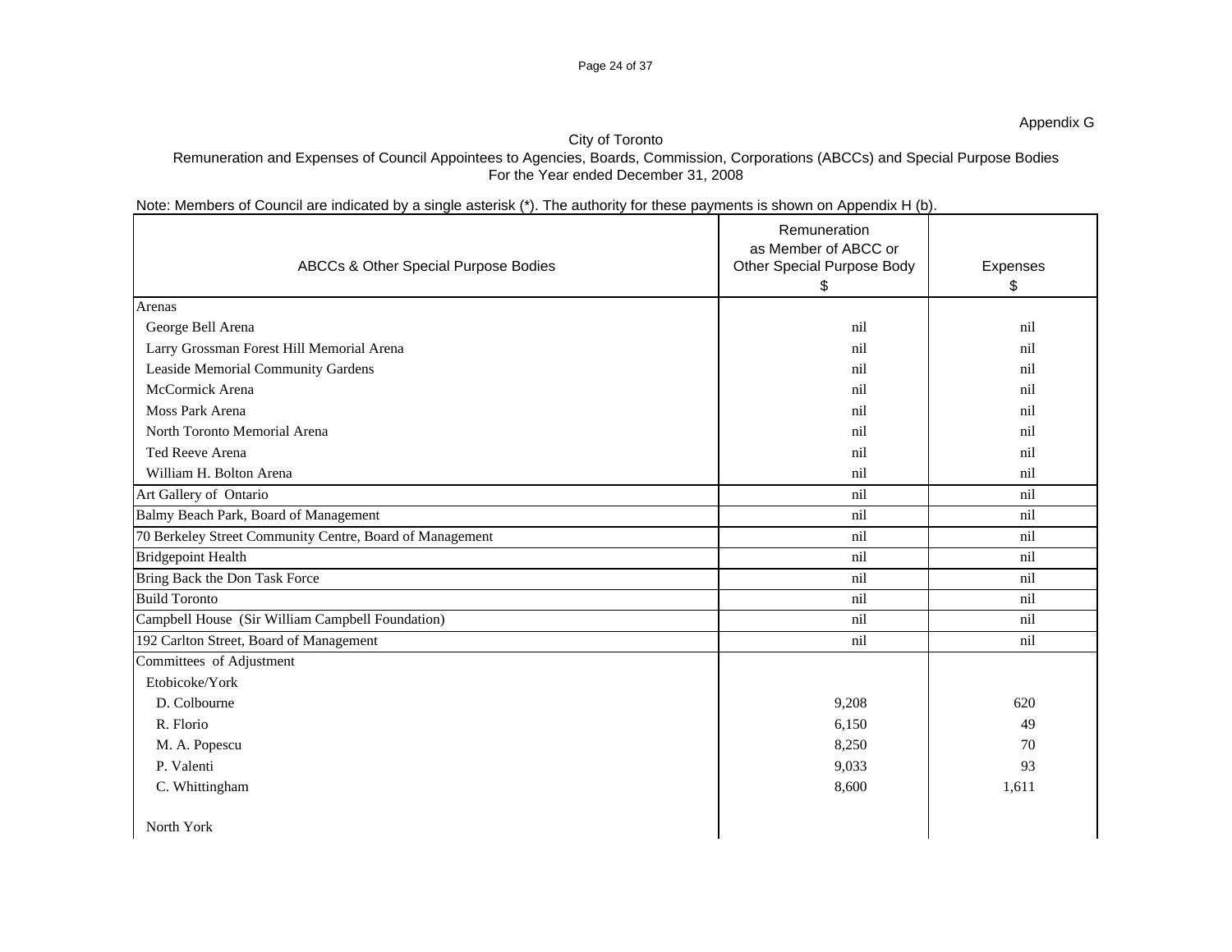Appendix G

City of Toronto

Remuneration and Expenses of Council Appointees to Agencies, Boards, Commission, Corporations (ABCCs) and Special Purpose Bodies

For the Year ended December 31, 2008

Note: Members of Council are indicated by a single asterisk (*). The authority for these payments is shown on Appendix H (b).

| ABCCs & Other Special Purpose Bodies | Remuneration as Member of ABCC or Other Special Purpose Body $ | Expenses $ |
|---|---|---|
| Arenas | | |
| George Bell Arena | nil | nil |
| Larry Grossman Forest Hill Memorial Arena | nil | nil |
| Leaside Memorial Community Gardens | nil | nil |
| McCormick Arena | nil | nil |
| Moss Park Arena | nil | nil |
| North Toronto Memorial Arena | nil | nil |
| Ted Reeve Arena | nil | nil |
| William H. Bolton Arena | nil | nil |
| Art Gallery of Ontario | nil | nil |
| Balmy Beach Park, Board of Management | nil | nil |
| 70 Berkeley Street Community Centre, Board of Management | nil | nil |
| Bridgepoint Health | nil | nil |
| Bring Back the Don Task Force | nil | nil |
| Build Toronto | nil | nil |
| Campbell House (Sir William Campbell Foundation) | nil | nil |
| 192 Carlton Street, Board of Management | nil | nil |
| Committees of Adjustment | | |
| Etobicoke/York | | |
| D. Colbourne | 9,208 | 620 |
| R. Florio | 6,150 | 49 |
| M. A. Popescu | 8,250 | 70 |
| P. Valenti | 9,033 | 93 |
| C. Whittingham | 8,600 | 1,611 |
| North York | | |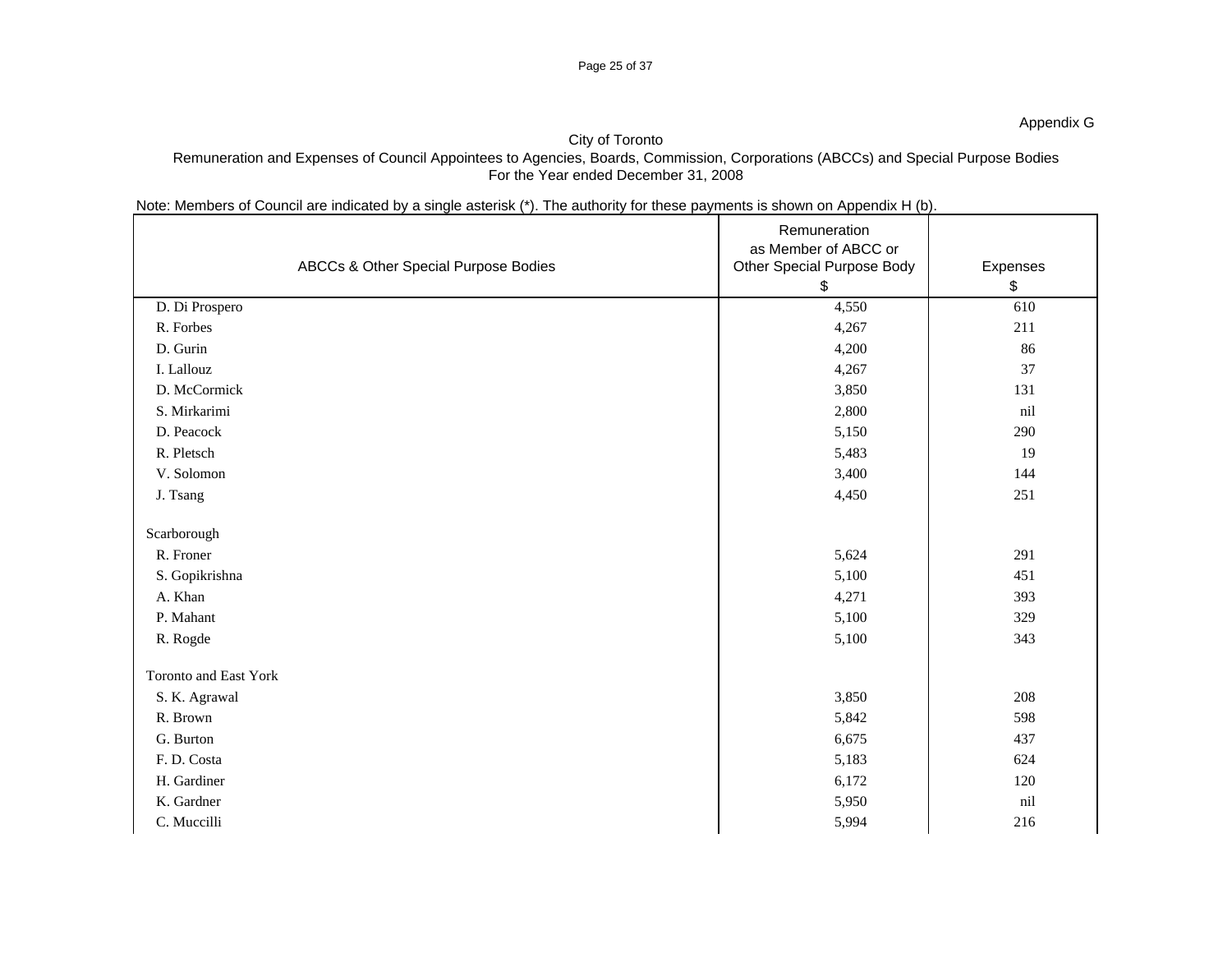Appendix G

City of Toronto

Remuneration and Expenses of Council Appointees to Agencies, Boards, Commission, Corporations (ABCCs) and Special Purpose Bodies

For the Year ended December 31, 2008

Note: Members of Council are indicated by a single asterisk (*). The authority for these payments is shown on Appendix H (b).

| ABCCs & Other Special Purpose Bodies | Remuneration as Member of ABCC or Other Special Purpose Body $ | Expenses $ |
|---|---|---|
| D. Di Prospero | 4,550 | 610 |
| R. Forbes | 4,267 | 211 |
| D. Gurin | 4,200 | 86 |
| I. Lallouz | 4,267 | 37 |
| D. McCormick | 3,850 | 131 |
| S. Mirkarimi | 2,800 | nil |
| D. Peacock | 5,150 | 290 |
| R. Pletsch | 5,483 | 19 |
| V. Solomon | 3,400 | 144 |
| J. Tsang | 4,450 | 251 |
| | | |
| Scarborough | | |
| R. Froner | 5,624 | 291 |
| S. Gopikrishna | 5,100 | 451 |
| A. Khan | 4,271 | 393 |
| P. Mahant | 5,100 | 329 |
| R. Rogde | 5,100 | 343 |
| | | |
| Toronto and East York | | |
| S. K. Agrawal | 3,850 | 208 |
| R. Brown | 5,842 | 598 |
| G. Burton | 6,675 | 437 |
| F. D. Costa | 5,183 | 624 |
| H. Gardiner | 6,172 | 120 |
| K. Gardner | 5,950 | nil |
| C. Muccilli | 5,994 | 216 |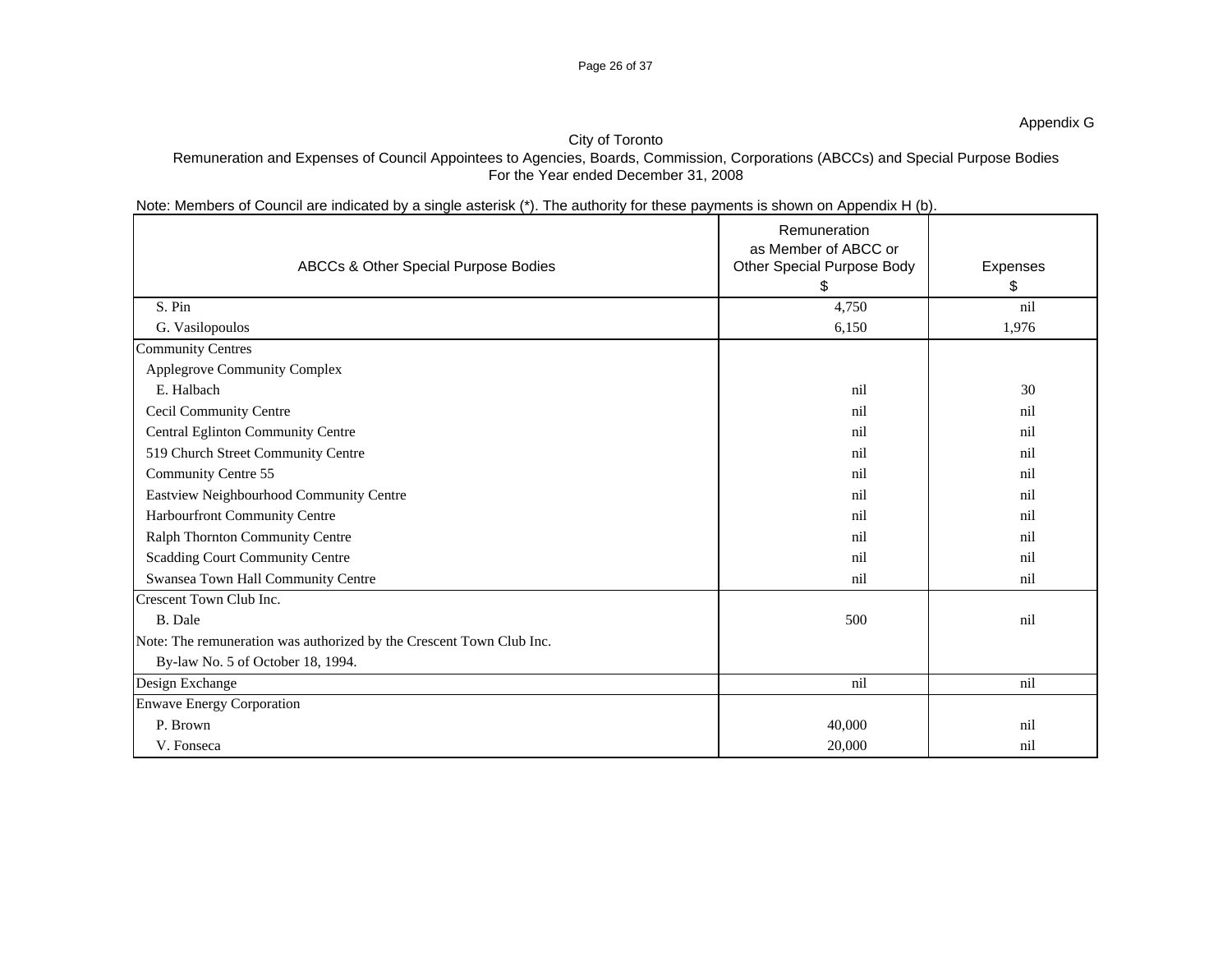Appendix G

City of Toronto
Remuneration and Expenses of Council Appointees to Agencies, Boards, Commission, Corporations (ABCCs) and Special Purpose Bodies
For the Year ended December 31, 2008

Note: Members of Council are indicated by a single asterisk (*). The authority for these payments is shown on Appendix H (b).

| ABCCs & Other Special Purpose Bodies | Remuneration as Member of ABCC or Other Special Purpose Body $ | Expenses $ |
|---|---|---|
| S. Pin | 4,750 | nil |
| G. Vasilopoulos | 6,150 | 1,976 |
| Community Centres | | |
| Applegrove Community Complex | | |
| E. Halbach | nil | 30 |
| Cecil Community Centre | nil | nil |
| Central Eglinton Community Centre | nil | nil |
| 519 Church Street Community Centre | nil | nil |
| Community Centre 55 | nil | nil |
| Eastview Neighbourhood Community Centre | nil | nil |
| Harbourfront Community Centre | nil | nil |
| Ralph Thornton Community Centre | nil | nil |
| Scadding Court Community Centre | nil | nil |
| Swansea Town Hall Community Centre | nil | nil |
| Crescent Town Club Inc. | | |
| B. Dale | 500 | nil |
| Note: The remuneration was authorized by the Crescent Town Club Inc. By-law No. 5 of October 18, 1994. | | |
| Design Exchange | nil | nil |
| Enwave Energy Corporation | | |
| P. Brown | 40,000 | nil |
| V. Fonseca | 20,000 | nil |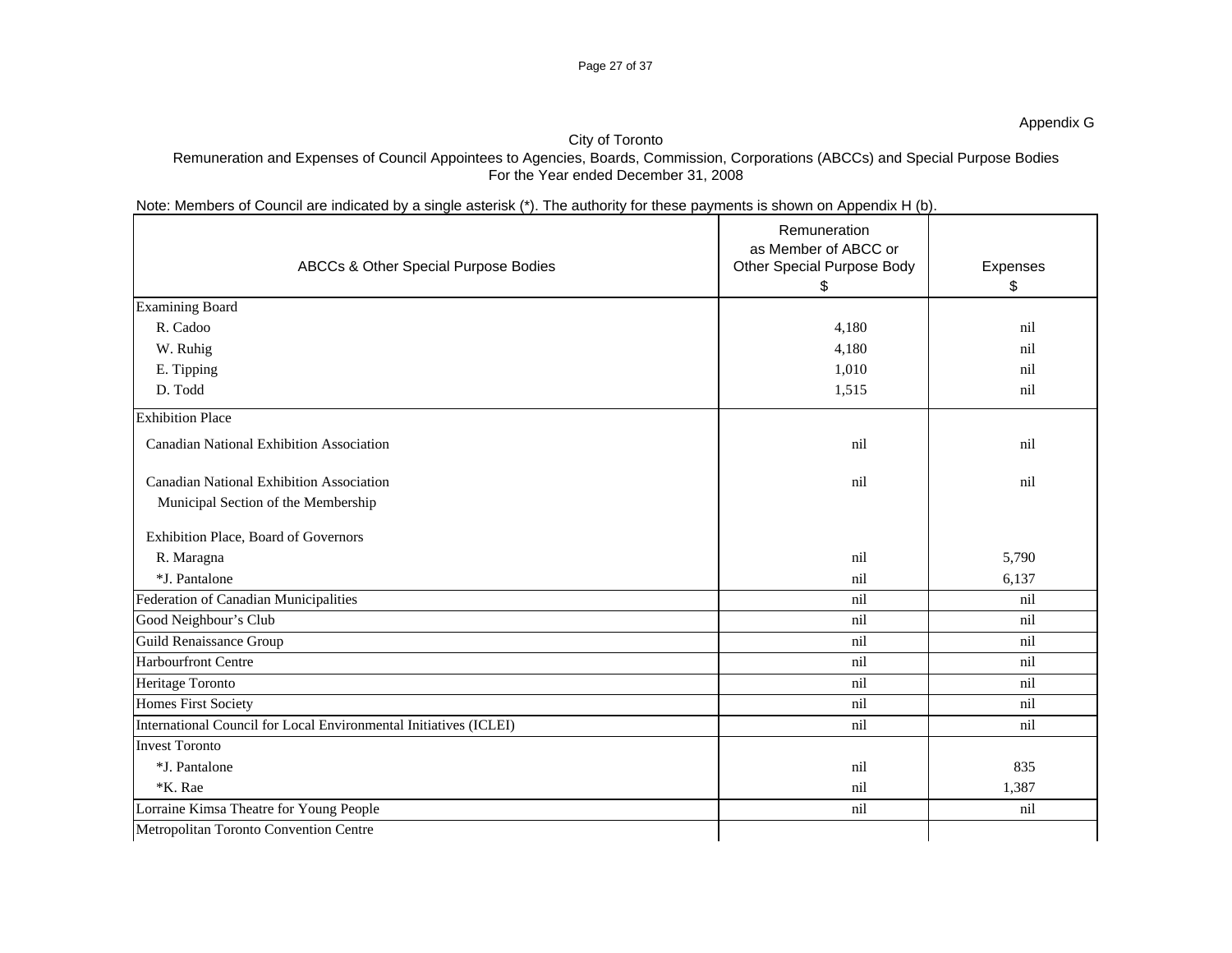Appendix G

City of Toronto

Remuneration and Expenses of Council Appointees to Agencies, Boards, Commission, Corporations (ABCCs) and Special Purpose Bodies

For the Year ended December 31, 2008

Note: Members of Council are indicated by a single asterisk (*). The authority for these payments is shown on Appendix H (b).

| ABCCs & Other Special Purpose Bodies | Remuneration as Member of ABCC or Other Special Purpose Body $ | Expenses $ |
|---|---|---|
| Examining Board | | |
| R. Cadoo | 4,180 | nil |
| W. Ruhig | 4,180 | nil |
| E. Tipping | 1,010 | nil |
| D. Todd | 1,515 | nil |
| Exhibition Place | | |
| Canadian National Exhibition Association | nil | nil |
| Canadian National Exhibition Association Municipal Section of the Membership | nil | nil |
| Exhibition Place, Board of Governors | | |
| R. Maragna | nil | 5,790 |
| *J. Pantalone | nil | 6,137 |
| Federation of Canadian Municipalities | nil | nil |
| Good Neighbour's Club | nil | nil |
| Guild Renaissance Group | nil | nil |
| Harbourfront Centre | nil | nil |
| Heritage Toronto | nil | nil |
| Homes First Society | nil | nil |
| International Council for Local Environmental Initiatives (ICLEI) | nil | nil |
| Invest Toronto | | |
| *J. Pantalone | nil | 835 |
| *K. Rae | nil | 1,387 |
| Lorraine Kimsa Theatre for Young People | nil | nil |
| Metropolitan Toronto Convention Centre | | |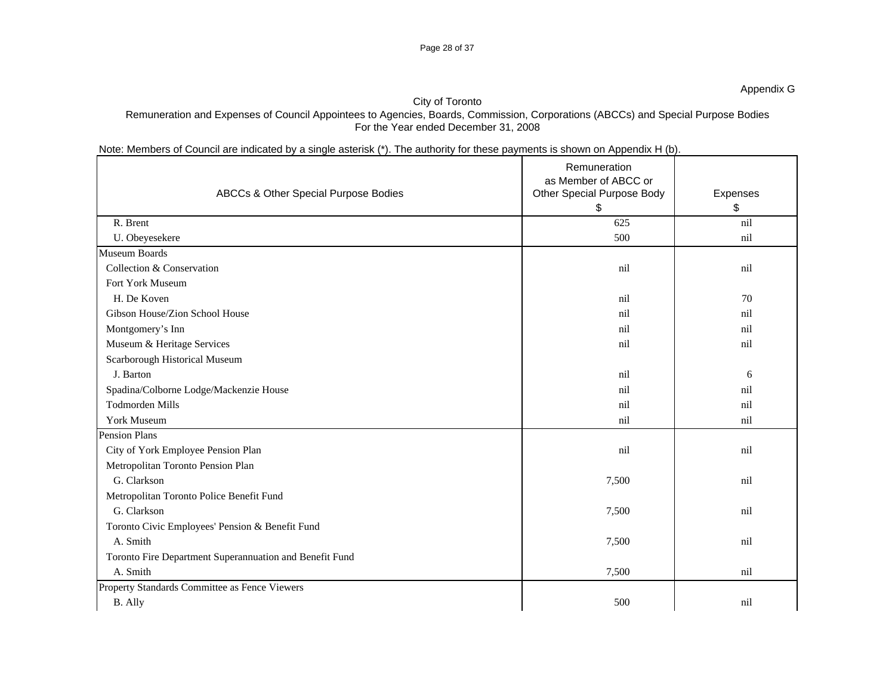Appendix G

City of Toronto

Remuneration and Expenses of Council Appointees to Agencies, Boards, Commission, Corporations (ABCCs) and Special Purpose Bodies

For the Year ended December 31, 2008

Note: Members of Council are indicated by a single asterisk (*). The authority for these payments is shown on Appendix H (b).

| ABCCs & Other Special Purpose Bodies | Remuneration as Member of ABCC or Other Special Purpose Body $ | Expenses $ |
|---|---|---|
| R. Brent | 625 | nil |
| U. Obeyesekere | 500 | nil |
| Museum Boards | | |
| Collection & Conservation | nil | nil |
| Fort York Museum | | |
| H. De Koven | nil | 70 |
| Gibson House/Zion School House | nil | nil |
| Montgomery's Inn | nil | nil |
| Museum & Heritage Services | nil | nil |
| Scarborough Historical Museum | | |
| J. Barton | nil | 6 |
| Spadina/Colborne Lodge/Mackenzie House | nil | nil |
| Todmorden Mills | nil | nil |
| York Museum | nil | nil |
| Pension Plans | | |
| City of York Employee Pension Plan | nil | nil |
| Metropolitan Toronto Pension Plan | | |
| G. Clarkson | 7,500 | nil |
| Metropolitan Toronto Police Benefit Fund | | |
| G. Clarkson | 7,500 | nil |
| Toronto Civic Employees' Pension & Benefit Fund | | |
| A. Smith | 7,500 | nil |
| Toronto Fire Department Superannuation and Benefit Fund | | |
| A. Smith | 7,500 | nil |
| Property Standards Committee as Fence Viewers | | |
| B. Ally | 500 | nil |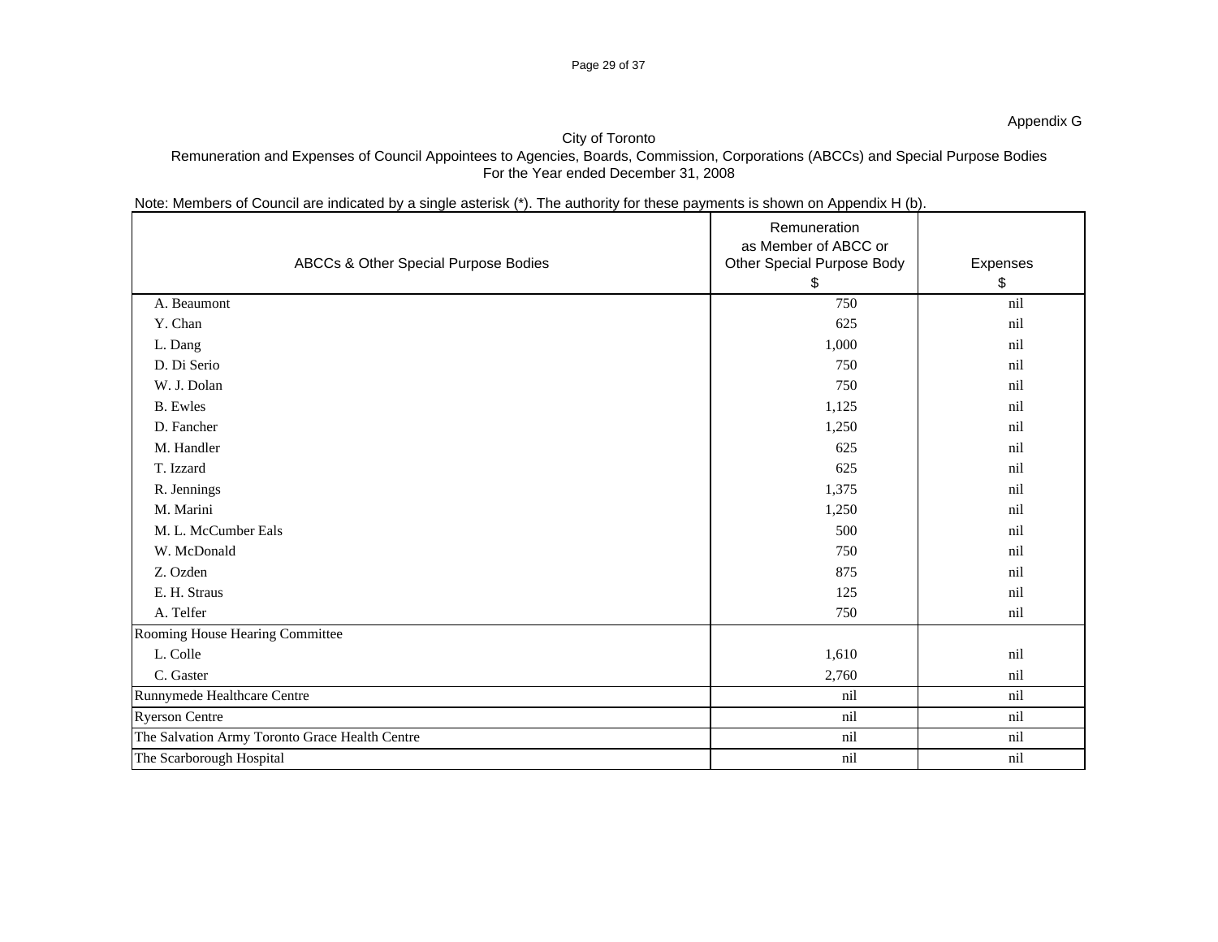Appendix G

City of Toronto

Remuneration and Expenses of Council Appointees to Agencies, Boards, Commission, Corporations (ABCCs) and Special Purpose Bodies

For the Year ended December 31, 2008

Note: Members of Council are indicated by a single asterisk (*). The authority for these payments is shown on Appendix H (b).

| ABCCs & Other Special Purpose Bodies | Remuneration as Member of ABCC or Other Special Purpose Body $ | Expenses $ |
|---|---|---|
| A. Beaumont | 750 | nil |
| Y. Chan | 625 | nil |
| L. Dang | 1,000 | nil |
| D. Di Serio | 750 | nil |
| W. J. Dolan | 750 | nil |
| B. Ewles | 1,125 | nil |
| D. Fancher | 1,250 | nil |
| M. Handler | 625 | nil |
| T. Izzard | 625 | nil |
| R. Jennings | 1,375 | nil |
| M. Marini | 1,250 | nil |
| M. L. McCumber Eals | 500 | nil |
| W. McDonald | 750 | nil |
| Z. Ozden | 875 | nil |
| E. H. Straus | 125 | nil |
| A. Telfer | 750 | nil |
| Rooming House Hearing Committee | | |
| L. Colle | 1,610 | nil |
| C. Gaster | 2,760 | nil |
| Runnymede Healthcare Centre | nil | nil |
| Ryerson Centre | nil | nil |
| The Salvation Army Toronto Grace Health Centre | nil | nil |
| The Scarborough Hospital | nil | nil |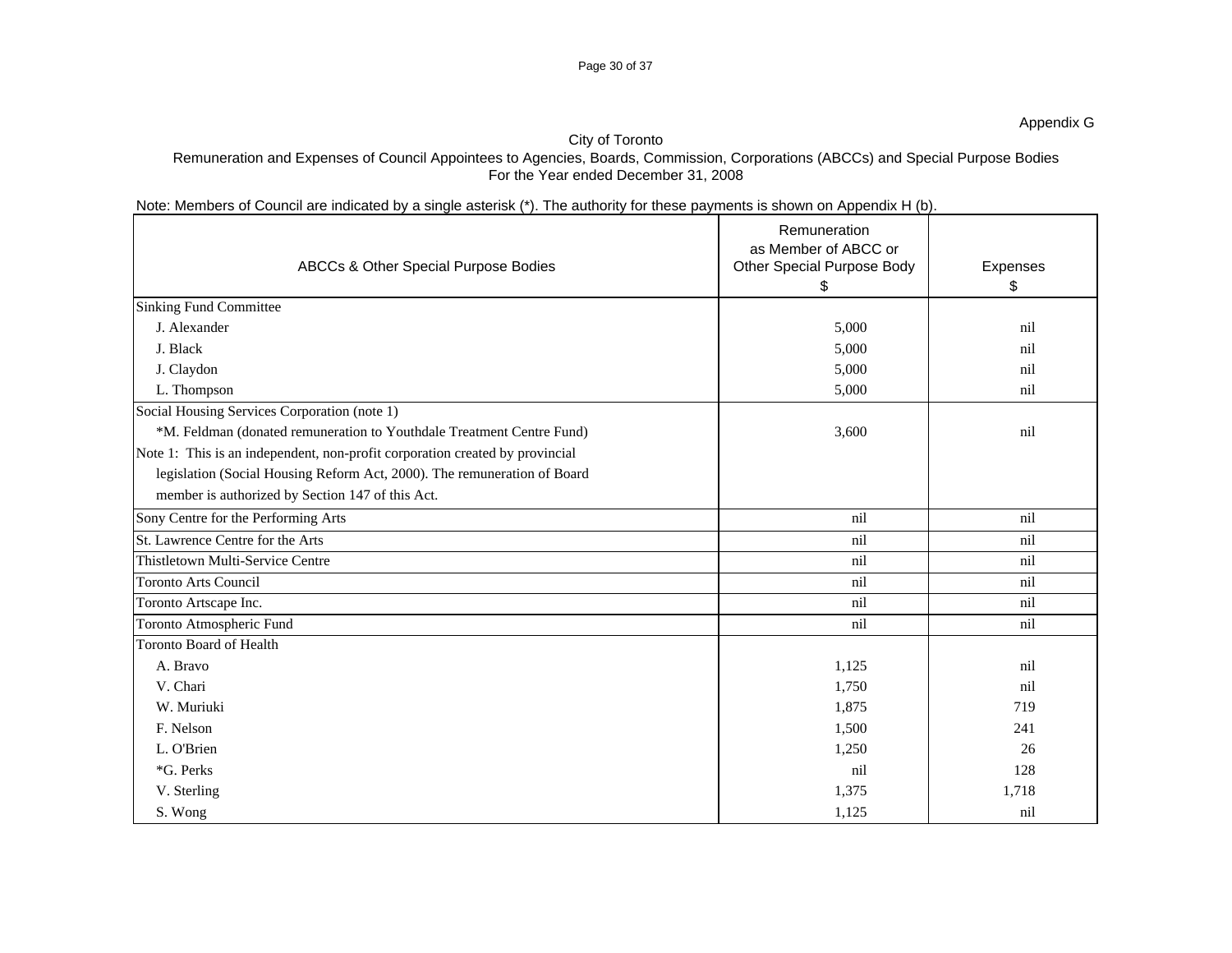Appendix G

City of Toronto

Remuneration and Expenses of Council Appointees to Agencies, Boards, Commission, Corporations (ABCCs) and Special Purpose Bodies

For the Year ended December 31, 2008

Note: Members of Council are indicated by a single asterisk (*). The authority for these payments is shown on Appendix H (b).

| ABCCs & Other Special Purpose Bodies | Remuneration as Member of ABCC or Other Special Purpose Body $ | Expenses $ |
|---|---|---|
| Sinking Fund Committee | | |
| J. Alexander | 5,000 | nil |
| J. Black | 5,000 | nil |
| J. Claydon | 5,000 | nil |
| L. Thompson | 5,000 | nil |
| Social Housing Services Corporation (note 1) | | |
| *M. Feldman (donated remuneration to Youthdale Treatment Centre Fund) | 3,600 | nil |
| Note 1: This is an independent, non-profit corporation created by provincial legislation (Social Housing Reform Act, 2000). The remuneration of Board member is authorized by Section 147 of this Act. | | |
| Sony Centre for the Performing Arts | nil | nil |
| St. Lawrence Centre for the Arts | nil | nil |
| Thistletown Multi-Service Centre | nil | nil |
| Toronto Arts Council | nil | nil |
| Toronto Artscape Inc. | nil | nil |
| Toronto Atmospheric Fund | nil | nil |
| Toronto Board of Health | | |
| A. Bravo | 1,125 | nil |
| V. Chari | 1,750 | nil |
| W. Muriuki | 1,875 | 719 |
| F. Nelson | 1,500 | 241 |
| L. O'Brien | 1,250 | 26 |
| *G. Perks | nil | 128 |
| V. Sterling | 1,375 | 1,718 |
| S. Wong | 1,125 | nil |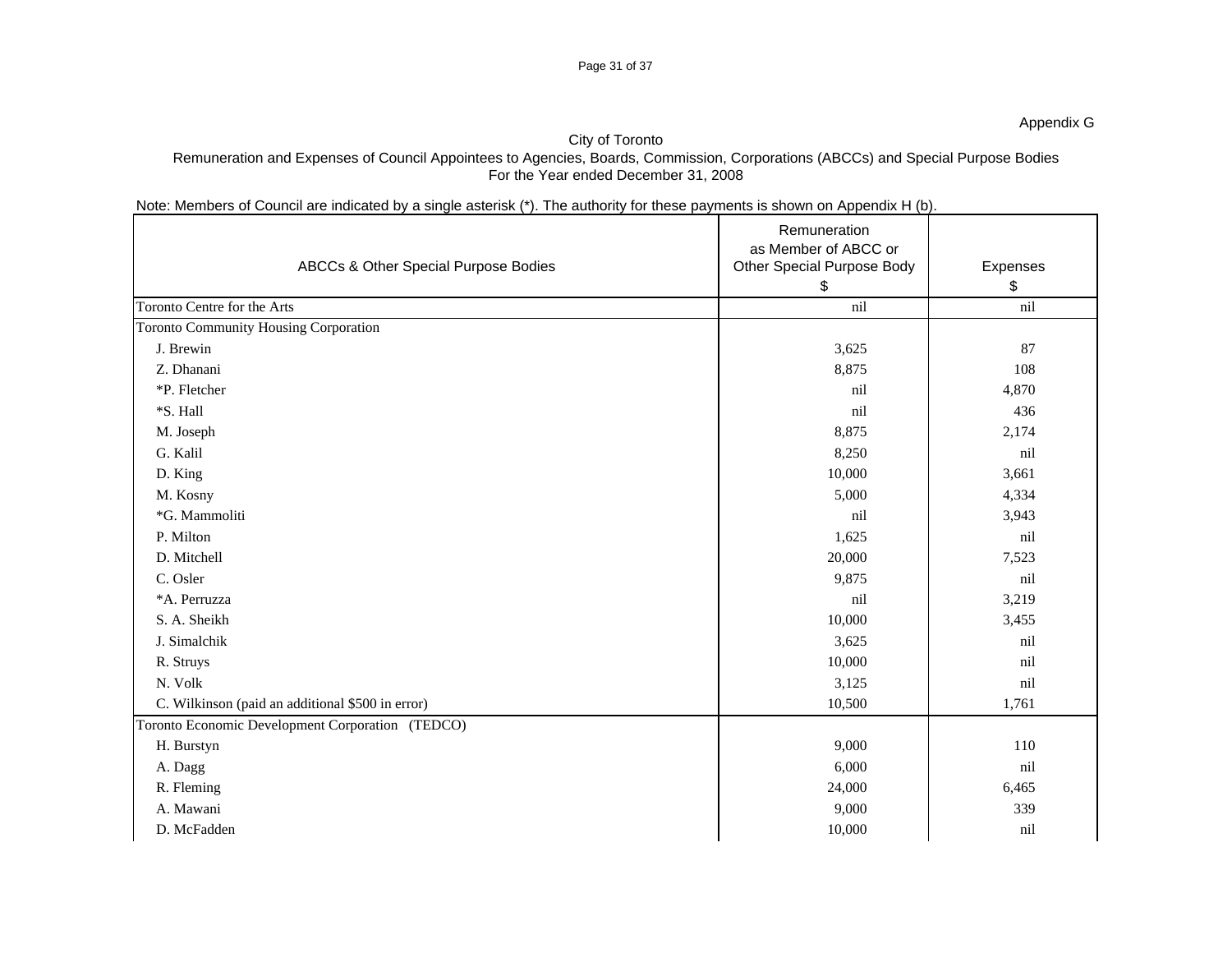Appendix G

City of Toronto

Remuneration and Expenses of Council Appointees to Agencies, Boards, Commission, Corporations (ABCCs) and Special Purpose Bodies

For the Year ended December 31, 2008

Note: Members of Council are indicated by a single asterisk (*). The authority for these payments is shown on Appendix H (b).

| ABCCs & Other Special Purpose Bodies | Remuneration as Member of ABCC or Other Special Purpose Body $ | Expenses $ |
|---|---|---|
| Toronto Centre for the Arts | nil | nil |
| Toronto Community Housing Corporation | | |
| J. Brewin | 3,625 | 87 |
| Z. Dhanani | 8,875 | 108 |
| *P. Fletcher | nil | 4,870 |
| *S. Hall | nil | 436 |
| M. Joseph | 8,875 | 2,174 |
| G. Kalil | 8,250 | nil |
| D. King | 10,000 | 3,661 |
| M. Kosny | 5,000 | 4,334 |
| *G. Mammoliti | nil | 3,943 |
| P. Milton | 1,625 | nil |
| D. Mitchell | 20,000 | 7,523 |
| C. Osler | 9,875 | nil |
| *A. Perruzza | nil | 3,219 |
| S. A. Sheikh | 10,000 | 3,455 |
| J. Simalchik | 3,625 | nil |
| R. Struys | 10,000 | nil |
| N. Volk | 3,125 | nil |
| C. Wilkinson (paid an additional $500 in error) | 10,500 | 1,761 |
| Toronto Economic Development Corporation (TEDCO) | | |
| H. Burstyn | 9,000 | 110 |
| A. Dagg | 6,000 | nil |
| R. Fleming | 24,000 | 6,465 |
| A. Mawani | 9,000 | 339 |
| D. McFadden | 10,000 | nil |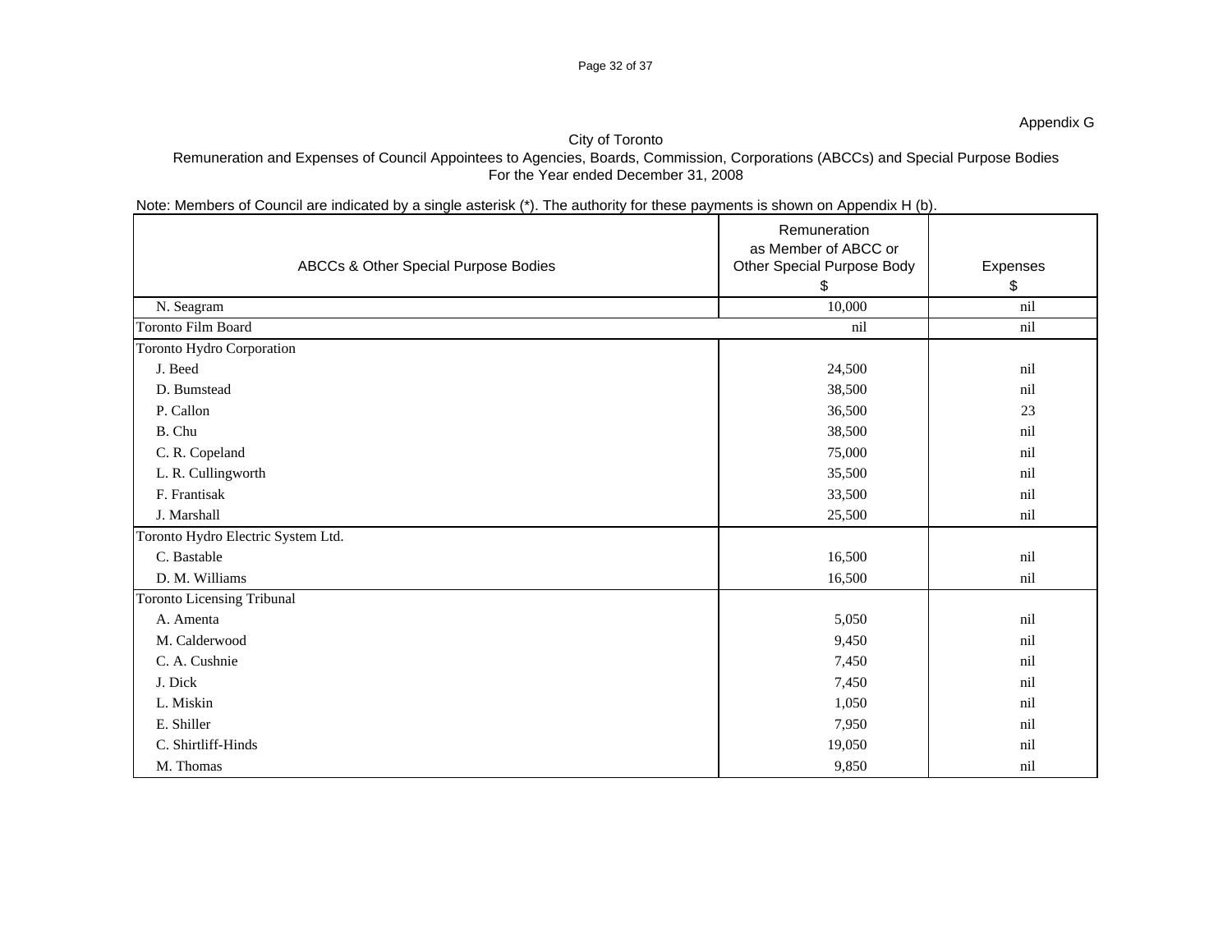Appendix G

City of Toronto

Remuneration and Expenses of Council Appointees to Agencies, Boards, Commission, Corporations (ABCCs) and Special Purpose Bodies

For the Year ended December 31, 2008

Note: Members of Council are indicated by a single asterisk (*). The authority for these payments is shown on Appendix H (b).

| ABCCs & Other Special Purpose Bodies | Remuneration as Member of ABCC or Other Special Purpose Body $ | Expenses $ |
|---|---|---|
| N. Seagram | 10,000 | nil |
| Toronto Film Board | nil | nil |
| Toronto Hydro Corporation | | |
| J. Beed | 24,500 | nil |
| D. Bumstead | 38,500 | nil |
| P. Callon | 36,500 | 23 |
| B. Chu | 38,500 | nil |
| C. R. Copeland | 75,000 | nil |
| L. R. Cullingworth | 35,500 | nil |
| F. Frantisak | 33,500 | nil |
| J. Marshall | 25,500 | nil |
| Toronto Hydro Electric System Ltd. | | |
| C. Bastable | 16,500 | nil |
| D. M. Williams | 16,500 | nil |
| Toronto Licensing Tribunal | | |
| A. Amenta | 5,050 | nil |
| M. Calderwood | 9,450 | nil |
| C. A. Cushnie | 7,450 | nil |
| J. Dick | 7,450 | nil |
| L. Miskin | 1,050 | nil |
| E. Shiller | 7,950 | nil |
| C. Shirtliff-Hinds | 19,050 | nil |
| M. Thomas | 9,850 | nil |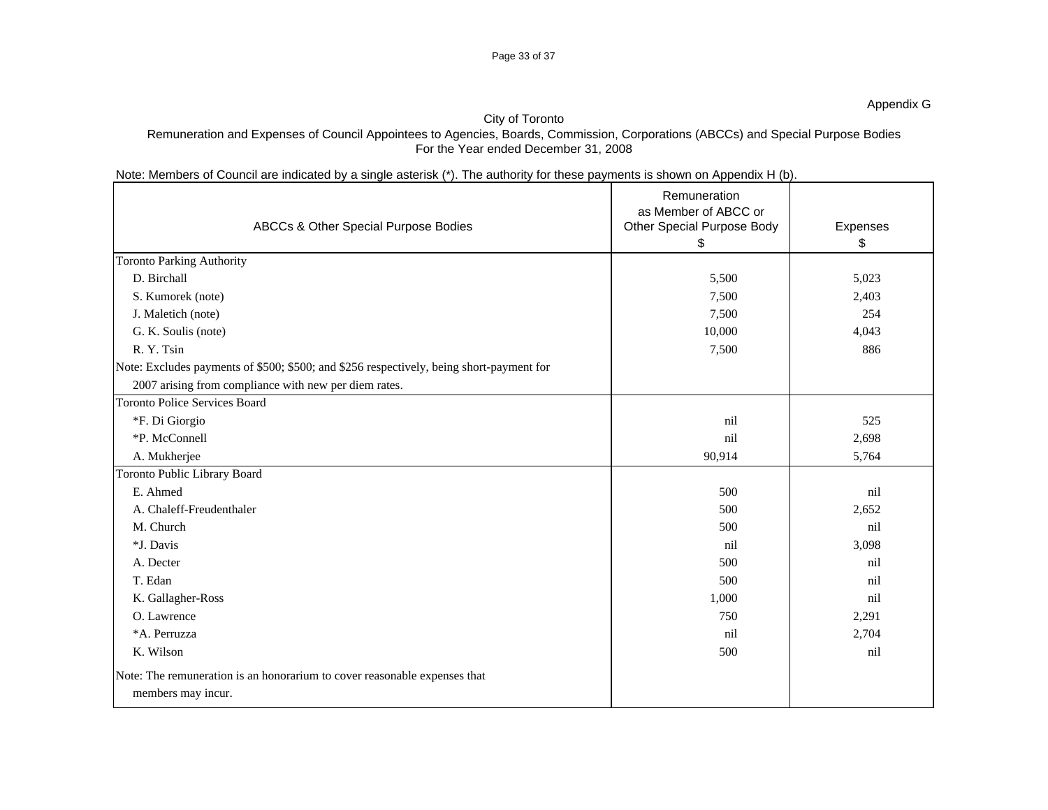Appendix G

City of Toronto

Remuneration and Expenses of Council Appointees to Agencies, Boards, Commission, Corporations (ABCCs) and Special Purpose Bodies

For the Year ended December 31, 2008

Note: Members of Council are indicated by a single asterisk (*). The authority for these payments is shown on Appendix H (b).

| ABCCs & Other Special Purpose Bodies | Remuneration as Member of ABCC or Other Special Purpose Body $ | Expenses $ |
|---|---|---|
| Toronto Parking Authority | | |
| D. Birchall | 5,500 | 5,023 |
| S. Kumorek (note) | 7,500 | 2,403 |
| J. Maletich (note) | 7,500 | 254 |
| G. K. Soulis (note) | 10,000 | 4,043 |
| R. Y. Tsin | 7,500 | 886 |
| Note: Excludes payments of $500; $500; and $256 respectively, being short-payment for 2007 arising from compliance with new per diem rates. | | |
| Toronto Police Services Board | | |
| *F. Di Giorgio | nil | 525 |
| *P. McConnell | nil | 2,698 |
| A. Mukherjee | 90,914 | 5,764 |
| Toronto Public Library Board | | |
| E. Ahmed | 500 | nil |
| A. Chaleff-Freudenthaler | 500 | 2,652 |
| M. Church | 500 | nil |
| *J. Davis | nil | 3,098 |
| A. Decter | 500 | nil |
| T. Edan | 500 | nil |
| K. Gallagher-Ross | 1,000 | nil |
| O. Lawrence | 750 | 2,291 |
| *A. Perruzza | nil | 2,704 |
| K. Wilson | 500 | nil |
| Note: The remuneration is an honorarium to cover reasonable expenses that members may incur. | | |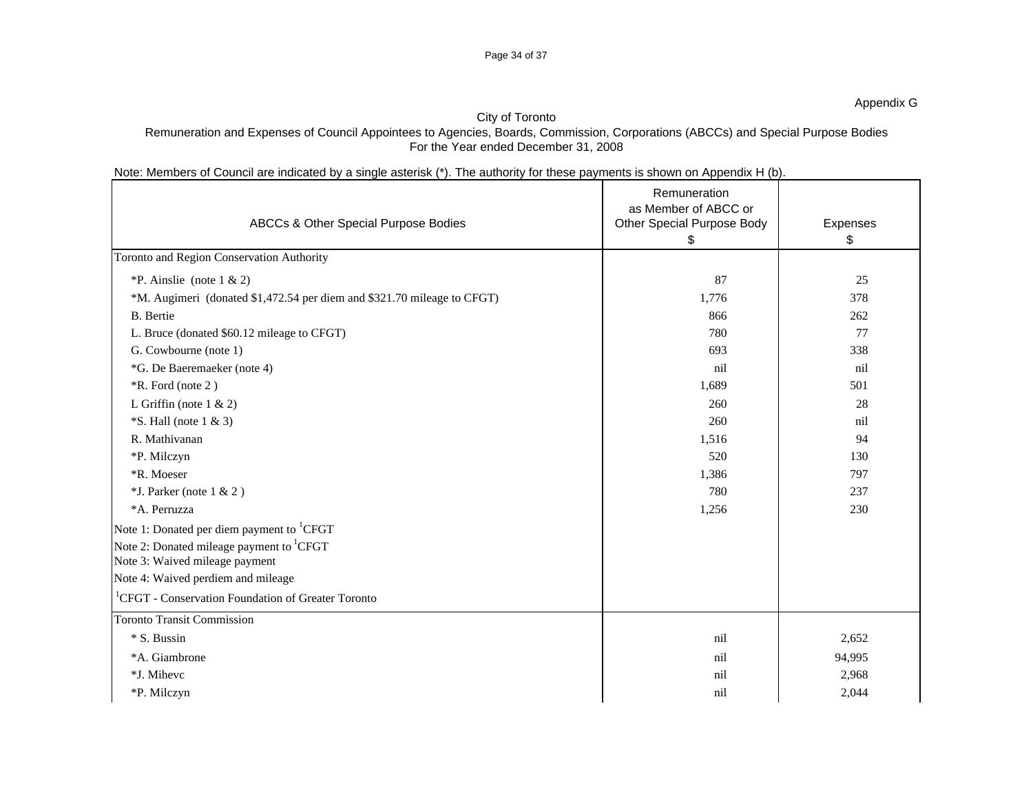Appendix G

City of Toronto

Remuneration and Expenses of Council Appointees to Agencies, Boards, Commission, Corporations (ABCCs) and Special Purpose Bodies

For the Year ended December 31, 2008

Note: Members of Council are indicated by a single asterisk (*). The authority for these payments is shown on Appendix H (b).

| ABCCs & Other Special Purpose Bodies | Remuneration as Member of ABCC or Other Special Purpose Body $ | Expenses $ |
|---|---|---|
| Toronto and Region Conservation Authority | | |
| *P. Ainslie (note 1 & 2) | 87 | 25 |
| *M. Augimeri (donated $1,472.54 per diem and $321.70 mileage to CFGT) | 1,776 | 378 |
| B. Bertie | 866 | 262 |
| L. Bruce (donated $60.12 mileage to CFGT) | 780 | 77 |
| G. Cowbourne (note 1) | 693 | 338 |
| *G. De Baeremaeker (note 4) | nil | nil |
| *R. Ford (note 2 ) | 1,689 | 501 |
| L Griffin (note 1 & 2) | 260 | 28 |
| *S. Hall (note 1 & 3) | 260 | nil |
| R. Mathivanan | 1,516 | 94 |
| *P. Milczyn | 520 | 130 |
| *R. Moeser | 1,386 | 797 |
| *J. Parker (note 1 & 2 ) | 780 | 237 |
| *A. Perruzza | 1,256 | 230 |
| Note 1: Donated per diem payment to [1]CFGT | | |
| Note 2: Donated mileage payment to [1]CFGT | | |
| Note 3: Waived mileage payment | | |
| Note 4: Waived perdiem and mileage | | |
| [1]CFGT - Conservation Foundation of Greater Toronto | | |
| Toronto Transit Commission | | |
| * S. Bussin | nil | 2,652 |
| *A. Giambrone | nil | 94,995 |
| *J. Mihevc | nil | 2,968 |
| *P. Milczyn | nil | 2,044 |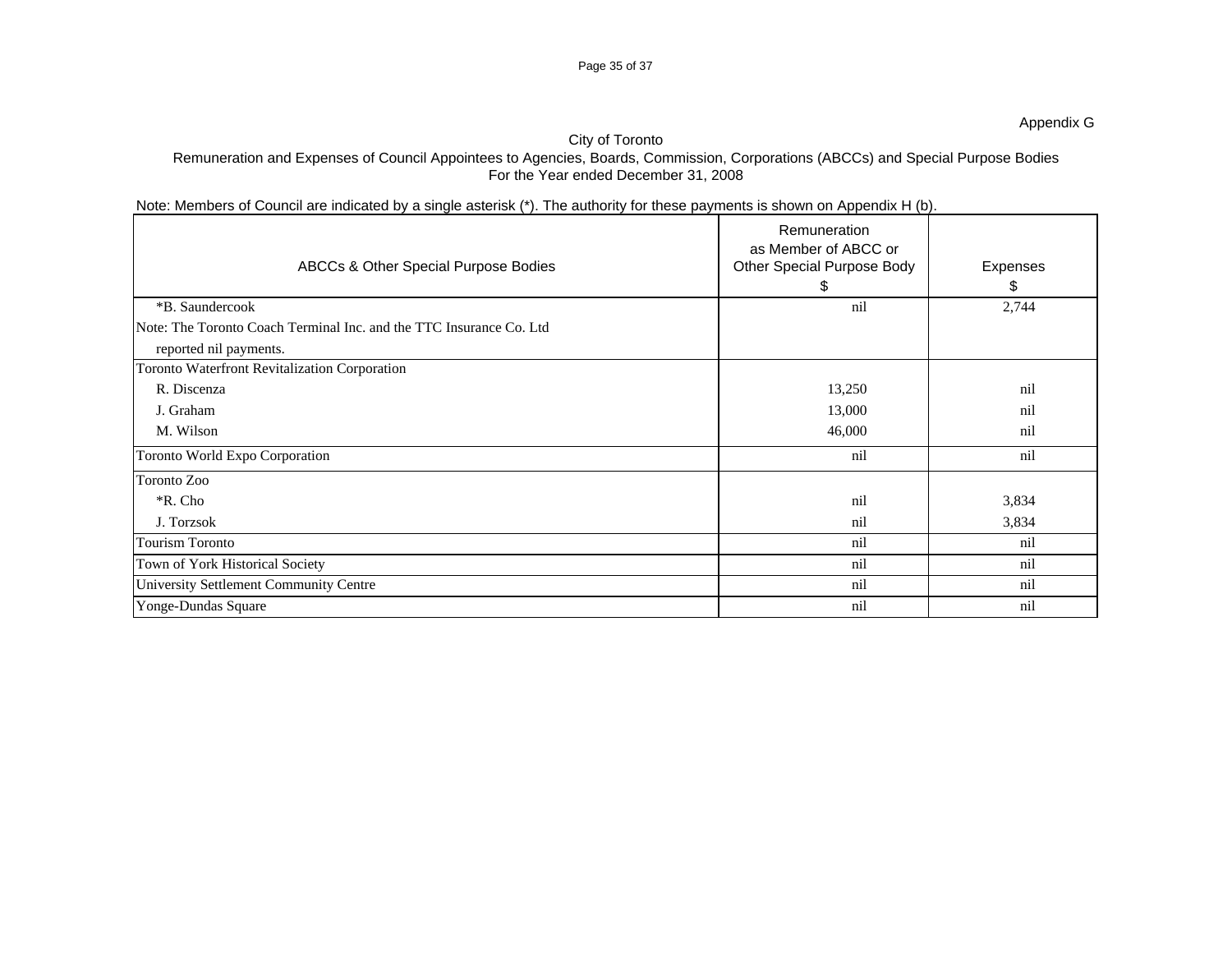Appendix G

City of Toronto

Remuneration and Expenses of Council Appointees to Agencies, Boards, Commission, Corporations (ABCCs) and Special Purpose Bodies

For the Year ended December 31, 2008

Note: Members of Council are indicated by a single asterisk (*). The authority for these payments is shown on Appendix H (b).

| ABCCs & Other Special Purpose Bodies | Remuneration as Member of ABCC or Other Special Purpose Body $ | Expenses $ |
|---|---|---|
| *B. Saundercook | nil | 2,744 |
| Note: The Toronto Coach Terminal Inc. and the TTC Insurance Co. Ltd reported nil payments. | | |
| Toronto Waterfront Revitalization Corporation | | |
| R. Discenza | 13,250 | nil |
| J. Graham | 13,000 | nil |
| M. Wilson | 46,000 | nil |
| Toronto World Expo Corporation | nil | nil |
| Toronto Zoo | | |
| *R. Cho | nil | 3,834 |
| J. Torzsok | nil | 3,834 |
| Tourism Toronto | nil | nil |
| Town of York Historical Society | nil | nil |
| University Settlement Community Centre | nil | nil |
| Yonge-Dundas Square | nil | nil |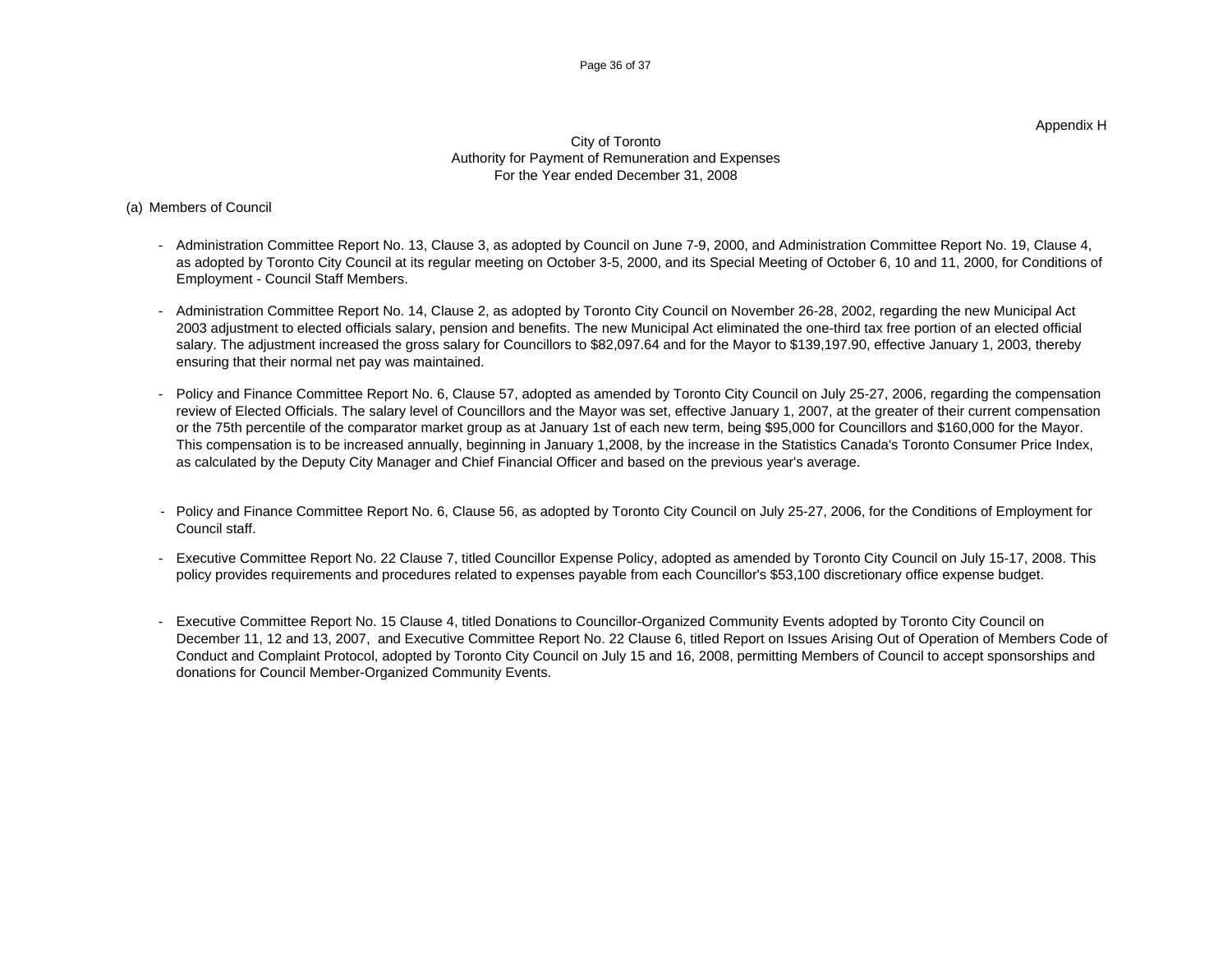Appendix H

# City of Toronto
## Authority for Payment of Remuneration and Expenses
### For the Year ended December 31, 2008

(a) Members of Council

- Administration Committee Report No. 13, Clause 3, as adopted by Council on June 7-9, 2000, and Administration Committee Report No. 19, Clause 4, as adopted by Toronto City Council at its regular meeting on October 3-5, 2000, and its Special Meeting of October 6, 10 and 11, 2000, for Conditions of Employment - Council Staff Members.

- Administration Committee Report No. 14, Clause 2, as adopted by Toronto City Council on November 26-28, 2002, regarding the new Municipal Act 2003 adjustment to elected officials salary, pension and benefits. The new Municipal Act eliminated the one-third tax free portion of an elected official salary. The adjustment increased the gross salary for Councillors to $82,097.64 and for the Mayor to $139,197.90, effective January 1, 2003, thereby ensuring that their normal net pay was maintained.

- Policy and Finance Committee Report No. 6, Clause 57, adopted as amended by Toronto City Council on July 25-27, 2006, regarding the compensation review of Elected Officials. The salary level of Councillors and the Mayor was set, effective January 1, 2007, at the greater of their current compensation or the 75th percentile of the comparator market group as at January 1st of each new term, being $95,000 for Councillors and $160,000 for the Mayor. This compensation is to be increased annually, beginning in January 1,2008, by the increase in the Statistics Canada's Toronto Consumer Price Index, as calculated by the Deputy City Manager and Chief Financial Officer and based on the previous year's average.

- Policy and Finance Committee Report No. 6, Clause 56, as adopted by Toronto City Council on July 25-27, 2006, for the Conditions of Employment for Council staff.

- Executive Committee Report No. 22 Clause 7, titled Councillor Expense Policy, adopted as amended by Toronto City Council on July 15-17, 2008. This policy provides requirements and procedures related to expenses payable from each Councillor's $53,100 discretionary office expense budget.

- Executive Committee Report No. 15 Clause 4, titled Donations to Councillor-Organized Community Events adopted by Toronto City Council on December 11, 12 and 13, 2007, and Executive Committee Report No. 22 Clause 6, titled Report on Issues Arising Out of Operation of Members Code of Conduct and Complaint Protocol, adopted by Toronto City Council on July 15 and 16, 2008, permitting Members of Council to accept sponsorships and donations for Council Member-Organized Community Events.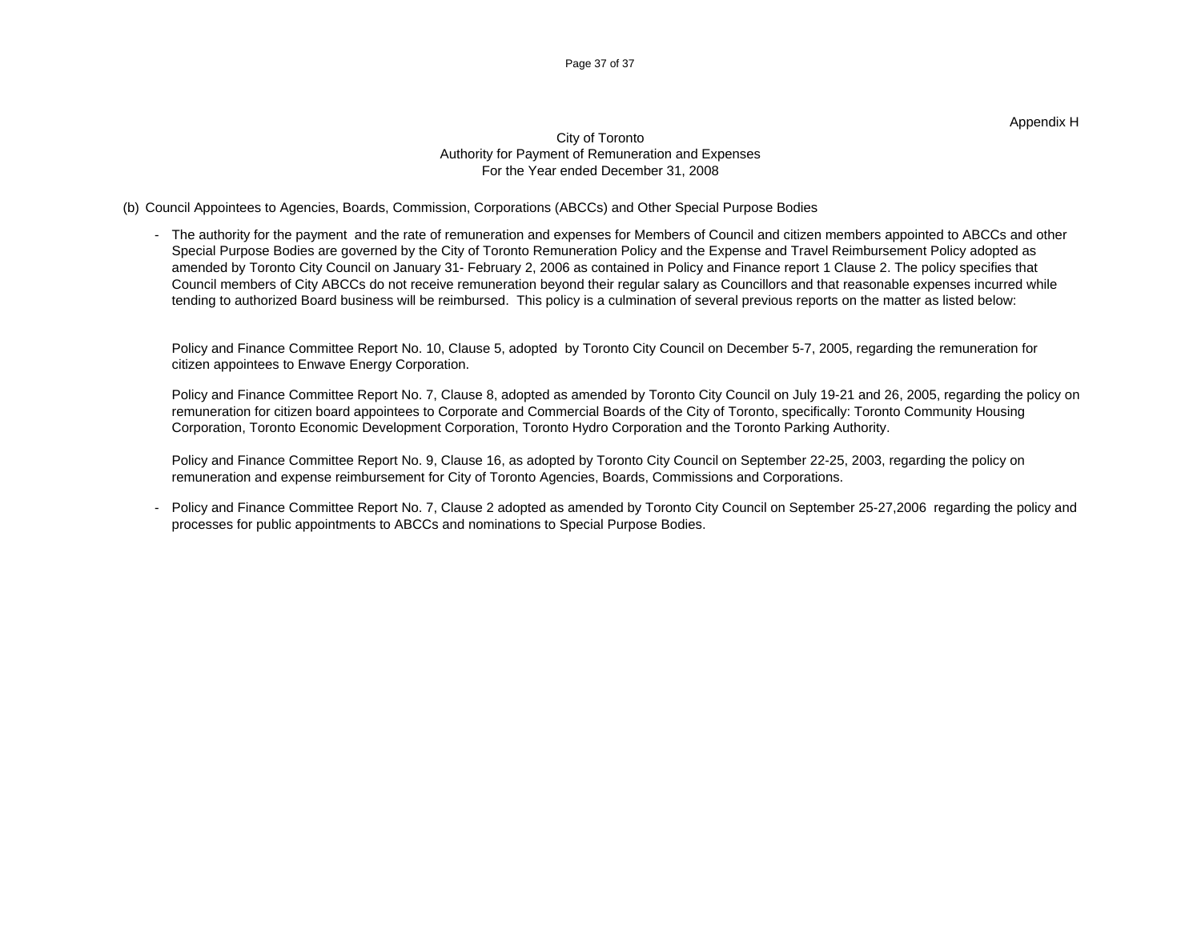Appendix H

City of Toronto
Authority for Payment of Remuneration and Expenses
For the Year ended December 31, 2008

(b) Council Appointees to Agencies, Boards, Commission, Corporations (ABCCs) and Other Special Purpose Bodies

- The authority for the payment and the rate of remuneration and expenses for Members of Council and citizen members appointed to ABCCs and other Special Purpose Bodies are governed by the City of Toronto Remuneration Policy and the Expense and Travel Reimbursement Policy adopted as amended by Toronto City Council on January 31- February 2, 2006 as contained in Policy and Finance report 1 Clause 2. The policy specifies that Council members of City ABCCs do not receive remuneration beyond their regular salary as Councillors and that reasonable expenses incurred while tending to authorized Board business will be reimbursed. This policy is a culmination of several previous reports on the matter as listed below:

  Policy and Finance Committee Report No. 10, Clause 5, adopted by Toronto City Council on December 5-7, 2005, regarding the remuneration for citizen appointees to Enwave Energy Corporation.

  Policy and Finance Committee Report No. 7, Clause 8, adopted as amended by Toronto City Council on July 19-21 and 26, 2005, regarding the policy on remuneration for citizen board appointees to Corporate and Commercial Boards of the City of Toronto, specifically: Toronto Community Housing Corporation, Toronto Economic Development Corporation, Toronto Hydro Corporation and the Toronto Parking Authority.

  Policy and Finance Committee Report No. 9, Clause 16, as adopted by Toronto City Council on September 22-25, 2003, regarding the policy on remuneration and expense reimbursement for City of Toronto Agencies, Boards, Commissions and Corporations.

- Policy and Finance Committee Report No. 7, Clause 2 adopted as amended by Toronto City Council on September 25-27,2006 regarding the policy and processes for public appointments to ABCCs and nominations to Special Purpose Bodies.